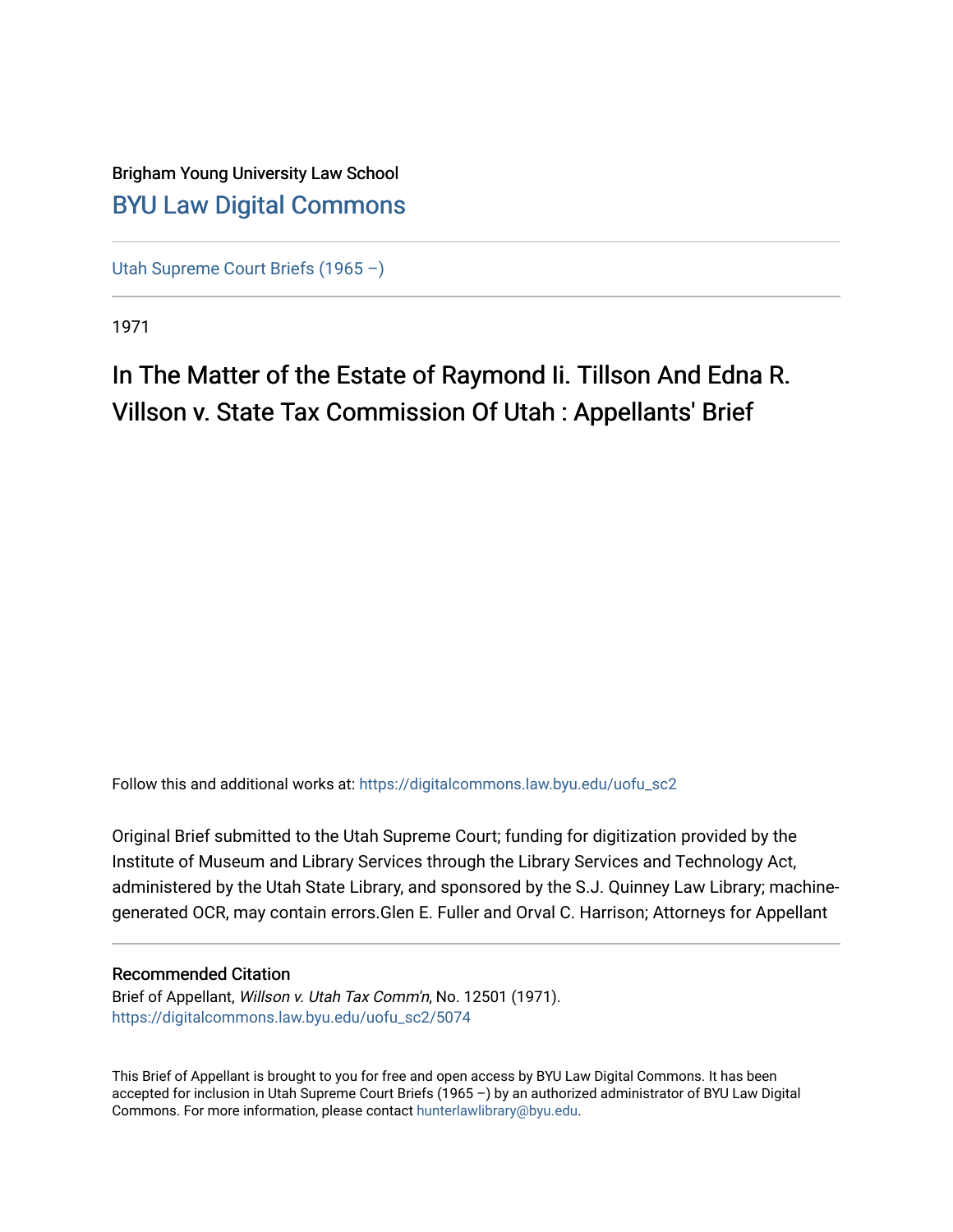Brigham Young University Law School

## BYU Law Digital Commons

Utah Supreme Court Briefs (1965 –)

1971

# In The Matter of the Estate of Raymond Ii. Tillson And Edna R. Villson v. State Tax Commission Of Utah : Appellants' Brief

Follow this and additional works at: https://digitalcommons.law.byu.edu/uofu_sc2

Original Brief submitted to the Utah Supreme Court; funding for digitization provided by the Institute of Museum and Library Services through the Library Services and Technology Act, administered by the Utah State Library, and sponsored by the S.J. Quinney Law Library; machine-generated OCR, may contain errors.Glen E. Fuller and Orval C. Harrison; Attorneys for Appellant

### Recommended Citation

Brief of Appellant, *Willson v. Utah Tax Comm'n*, No. 12501 (1971).
https://digitalcommons.law.byu.edu/uofu_sc2/5074

This Brief of Appellant is brought to you for free and open access by BYU Law Digital Commons. It has been accepted for inclusion in Utah Supreme Court Briefs (1965 –) by an authorized administrator of BYU Law Digital Commons. For more information, please contact hunterlawlibrary@byu.edu.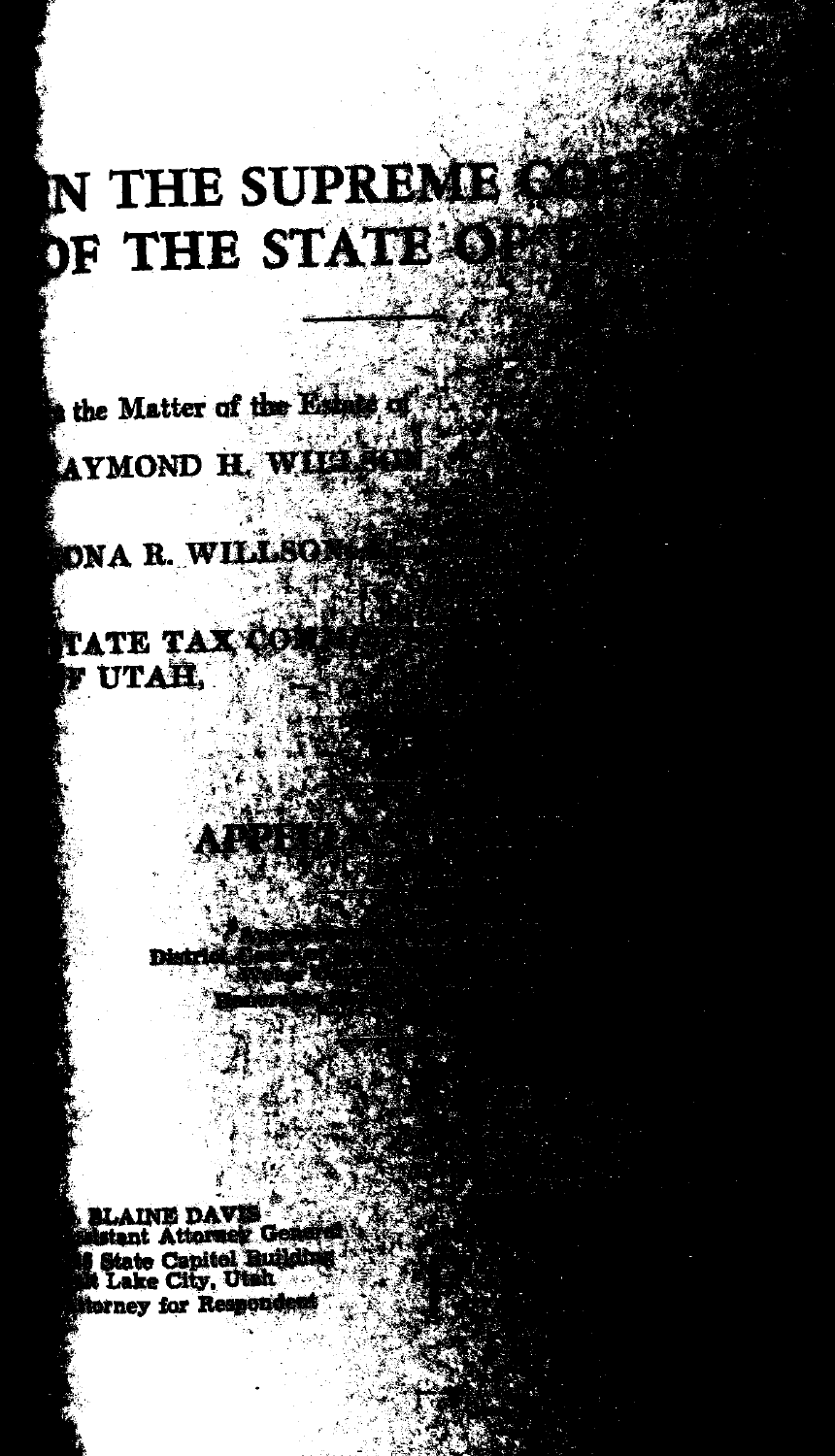# N THE SUPREME CO
# OF THE STATE O

In the Matter of the Estate of
AYMOND H. WILLSON

ONA R. WILLSON

TATE TAX COM
F UTAH,

APPE

District Co

BLAINE DAVIS
Assistant Attorney General
State Capitol Building
Salt Lake City, Utah
Attorney for Respondent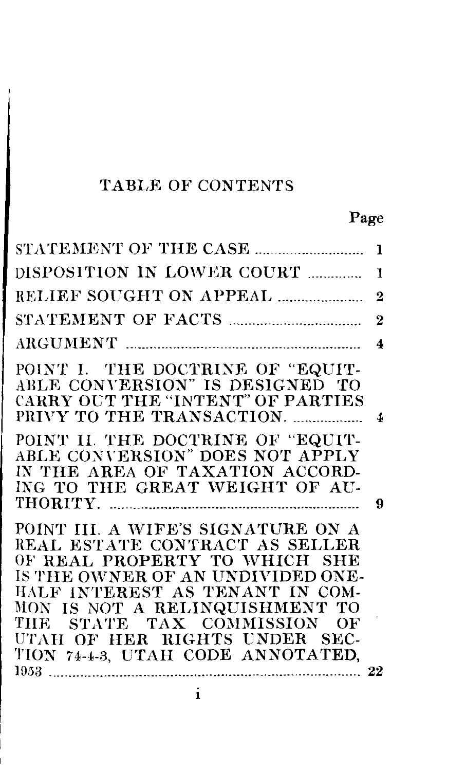# TABLE OF CONTENTS

| | Page |
|---|---|
| STATEMENT OF THE CASE | 1 |
| DISPOSITION IN LOWER COURT | 1 |
| RELIEF SOUGHT ON APPEAL | 2 |
| STATEMENT OF FACTS | 2 |
| ARGUMENT | 4 |
| POINT I. THE DOCTRINE OF "EQUITABLE CONVERSION" IS DESIGNED TO CARRY OUT THE "INTENT" OF PARTIES PRIVY TO THE TRANSACTION. | 4 |
| POINT II. THE DOCTRINE OF "EQUITABLE CONVERSION" DOES NOT APPLY IN THE AREA OF TAXATION ACCORDING TO THE GREAT WEIGHT OF AUTHORITY. | 9 |
| POINT III. A WIFE'S SIGNATURE ON A REAL ESTATE CONTRACT AS SELLER OF REAL PROPERTY TO WHICH SHE IS THE OWNER OF AN UNDIVIDED ONE-HALF INTEREST AS TENANT IN COMMON IS NOT A RELINQUISHMENT TO THE STATE TAX COMMISSION OF UTAH OF HER RIGHTS UNDER SECTION 74-4-3, UTAH CODE ANNOTATED, 1953 | 22 |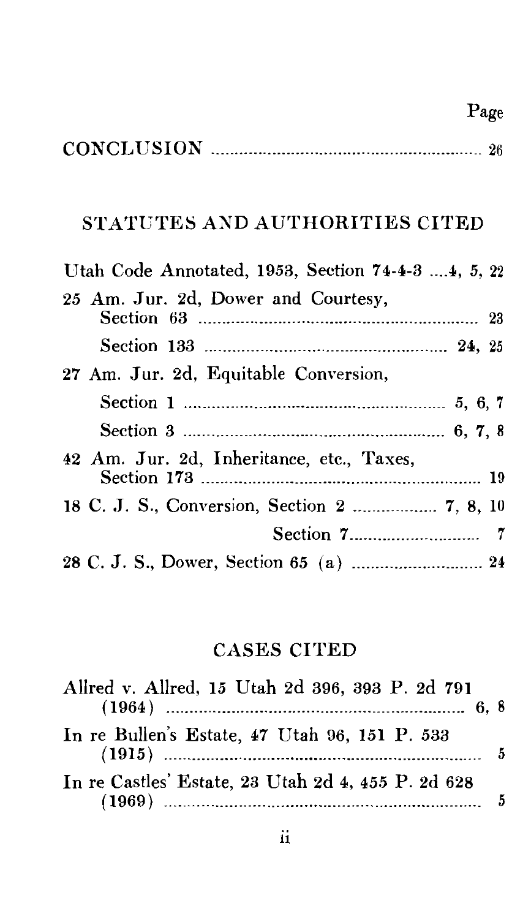| | Page |
|---|---|
| CONCLUSION | 26 |

## STATUTES AND AUTHORITIES CITED

| | |
|---|---|
| Utah Code Annotated, 1953, Section 74-4-3 | 4, 5, 22 |
| 25 Am. Jur. 2d, Dower and Courtesy, Section 63 | 23 |
| Section 133 | 24, 25 |
| 27 Am. Jur. 2d, Equitable Conversion, | |
| Section 1 | 5, 6, 7 |
| Section 3 | 6, 7, 8 |
| 42 Am. Jur. 2d, Inheritance, etc., Taxes, Section 173 | 19 |
| 18 C. J. S., Conversion, Section 2 | 7, 8, 10 |
| Section 7 | 7 |
| 28 C. J. S., Dower, Section 65 (a) | 24 |

## CASES CITED

| | |
|---|---|
| Allred v. Allred, 15 Utah 2d 396, 393 P. 2d 791 (1964) | 6, 8 |
| In re Bullen's Estate, 47 Utah 96, 151 P. 533 (1915) | 5 |
| In re Castles' Estate, 23 Utah 2d 4, 455 P. 2d 628 (1969) | 5 |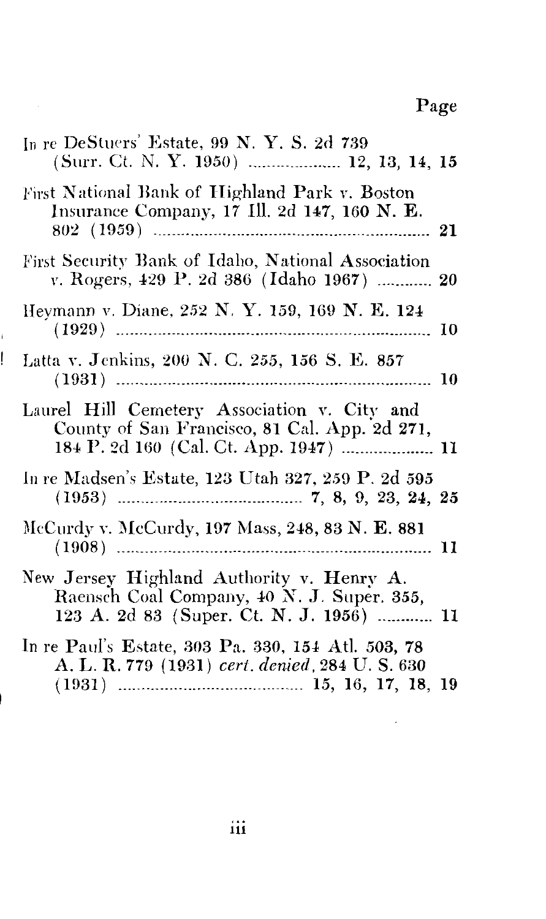| | Page |
|---|---|
| In re DeStuers' Estate, 99 N. Y. S. 2d 739 (Surr. Ct. N. Y. 1950) | 12, 13, 14, 15 |
| First National Bank of Highland Park v. Boston Insurance Company, 17 Ill. 2d 147, 160 N. E. 802 (1959) | 21 |
| First Security Bank of Idaho, National Association v. Rogers, 429 P. 2d 386 (Idaho 1967) | 20 |
| Heymann v. Diane, 252 N. Y. 159, 169 N. E. 124 (1929) | 10 |
| Latta v. Jenkins, 200 N. C. 255, 156 S. E. 857 (1931) | 10 |
| Laurel Hill Cemetery Association v. City and County of San Francisco, 81 Cal. App. 2d 271, 184 P. 2d 160 (Cal. Ct. App. 1947) | 11 |
| In re Madsen's Estate, 123 Utah 327, 259 P. 2d 595 (1953) | 7, 8, 9, 23, 24, 25 |
| McCurdy v. McCurdy, 197 Mass, 248, 83 N. E. 881 (1908) | 11 |
| New Jersey Highland Authority v. Henry A. Raensch Coal Company, 40 N. J. Super. 355, 123 A. 2d 83 (Super. Ct. N. J. 1956) | 11 |
| In re Paul's Estate, 303 Pa. 330, 154 Atl. 503, 78 A. L. R. 779 (1931) *cert. denied*, 284 U. S. 630 (1931) | 15, 16, 17, 18, 19 |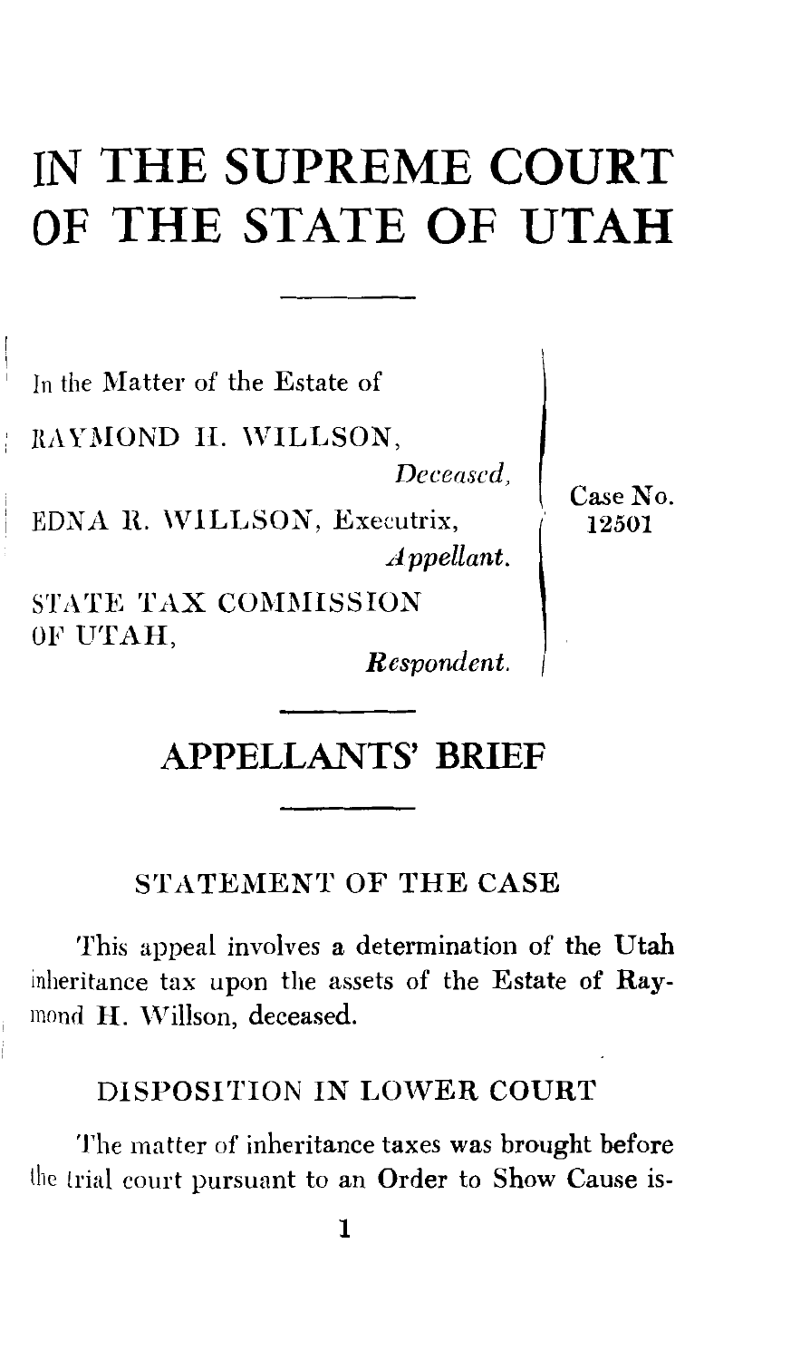# IN THE SUPREME COURT OF THE STATE OF UTAH

In the Matter of the Estate of

RAYMOND H. WILLSON,

*Deceased,*

EDNA R. WILLSON, Executrix,

*Appellant.*

STATE TAX COMMISSION OF UTAH,

*Respondent.*

Case No. 12501

## APPELLANTS' BRIEF

### STATEMENT OF THE CASE

This appeal involves a determination of the Utah inheritance tax upon the assets of the Estate of Raymond H. Willson, deceased.

### DISPOSITION IN LOWER COURT

The matter of inheritance taxes was brought before the trial court pursuant to an Order to Show Cause is-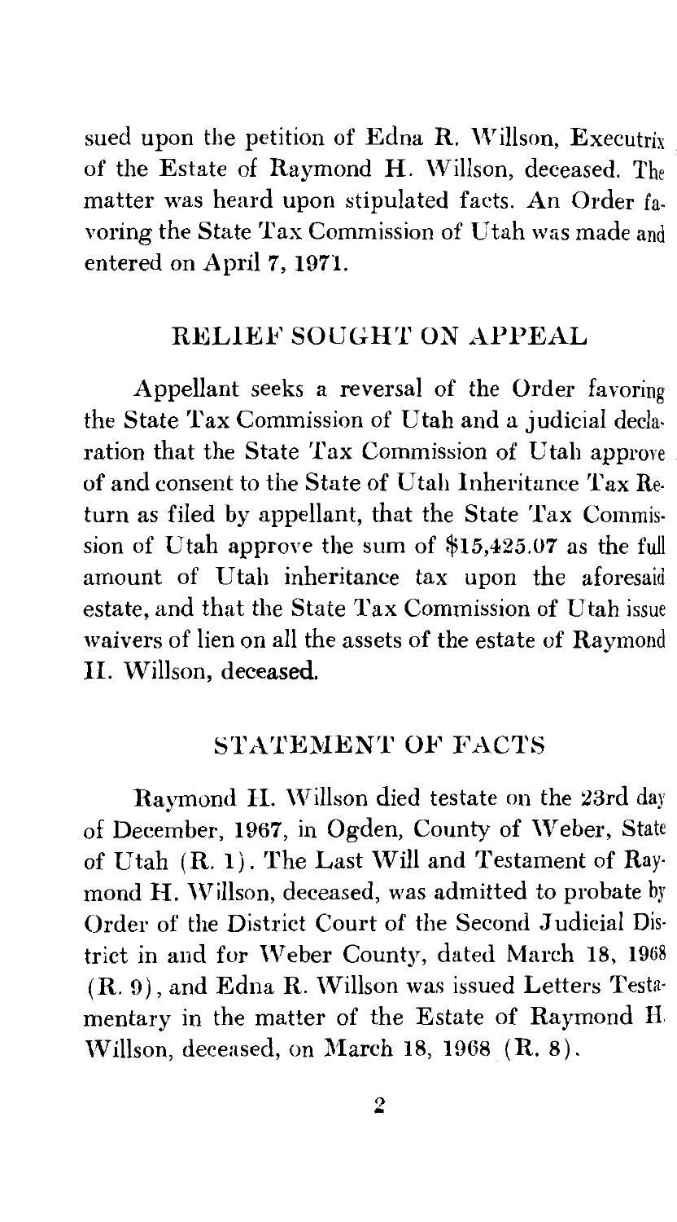sued upon the petition of Edna R. Willson, Executrix of the Estate of Raymond H. Willson, deceased. The matter was heard upon stipulated facts. An Order favoring the State Tax Commission of Utah was made and entered on April 7, 1971.

## RELIEF SOUGHT ON APPEAL

Appellant seeks a reversal of the Order favoring the State Tax Commission of Utah and a judicial declaration that the State Tax Commission of Utah approve of and consent to the State of Utah Inheritance Tax Return as filed by appellant, that the State Tax Commission of Utah approve the sum of $15,425.07 as the full amount of Utah inheritance tax upon the aforesaid estate, and that the State Tax Commission of Utah issue waivers of lien on all the assets of the estate of Raymond H. Willson, deceased.

## STATEMENT OF FACTS

Raymond H. Willson died testate on the 23rd day of December, 1967, in Ogden, County of Weber, State of Utah (R. 1). The Last Will and Testament of Raymond H. Willson, deceased, was admitted to probate by Order of the District Court of the Second Judicial District in and for Weber County, dated March 18, 1968 (R. 9), and Edna R. Willson was issued Letters Testamentary in the matter of the Estate of Raymond H. Willson, deceased, on March 18, 1968 (R. 8).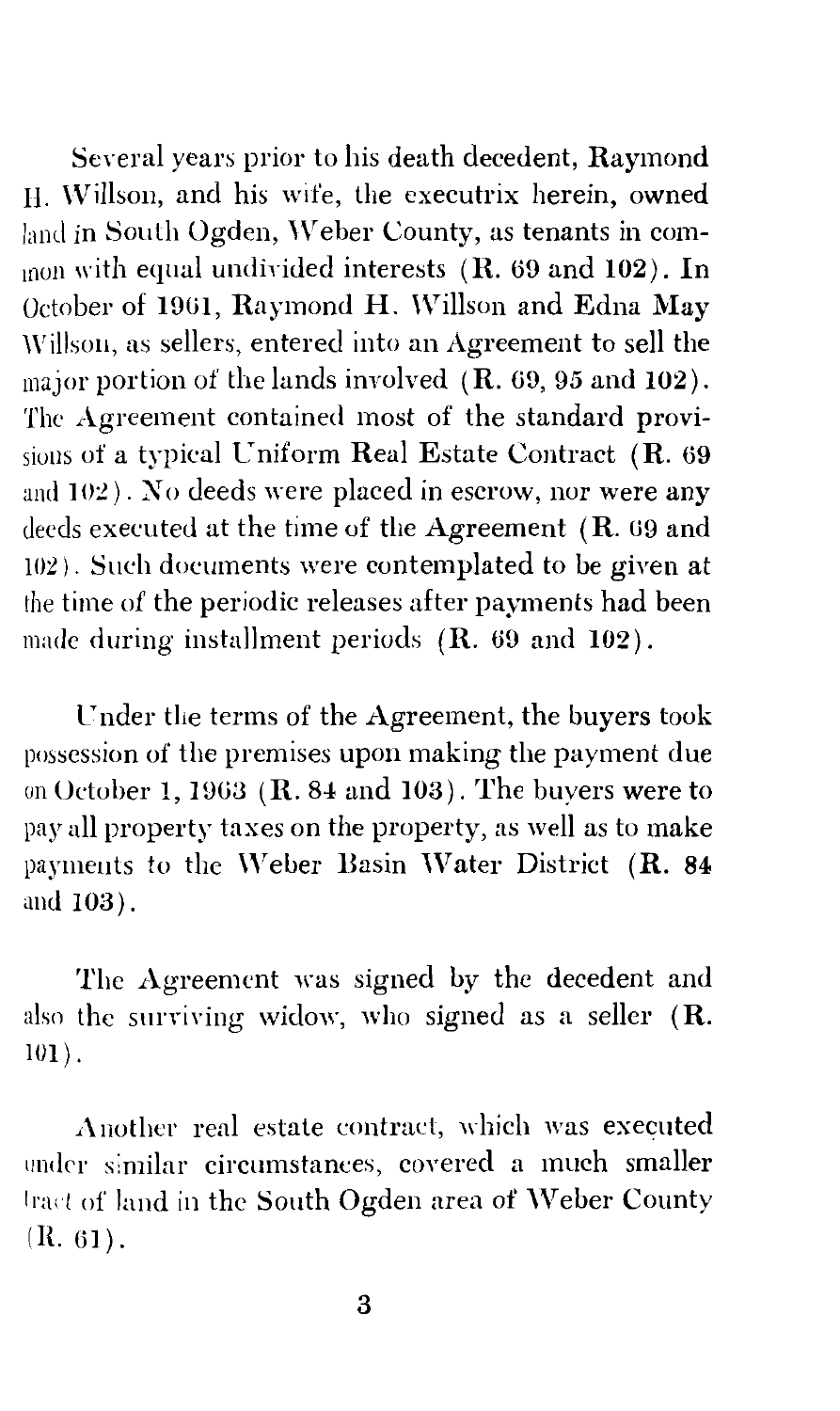Several years prior to his death decedent, Raymond H. Willson, and his wife, the executrix herein, owned land in South Ogden, Weber County, as tenants in common with equal undivided interests (R. 69 and 102). In October of 1961, Raymond H. Willson and Edna May Willson, as sellers, entered into an Agreement to sell the major portion of the lands involved (R. 69, 95 and 102). The Agreement contained most of the standard provisions of a typical Uniform Real Estate Contract (R. 69 and 102). No deeds were placed in escrow, nor were any deeds executed at the time of the Agreement (R. 69 and 102). Such documents were contemplated to be given at the time of the periodic releases after payments had been made during installment periods (R. 69 and 102).

Under the terms of the Agreement, the buyers took possession of the premises upon making the payment due on October 1, 1963 (R. 84 and 103). The buyers were to pay all property taxes on the property, as well as to make payments to the Weber Basin Water District (R. 84 and 103).

The Agreement was signed by the decedent and also the surviving widow, who signed as a seller (R. 101).

Another real estate contract, which was executed under similar circumstances, covered a much smaller tract of land in the South Ogden area of Weber County (R. 61).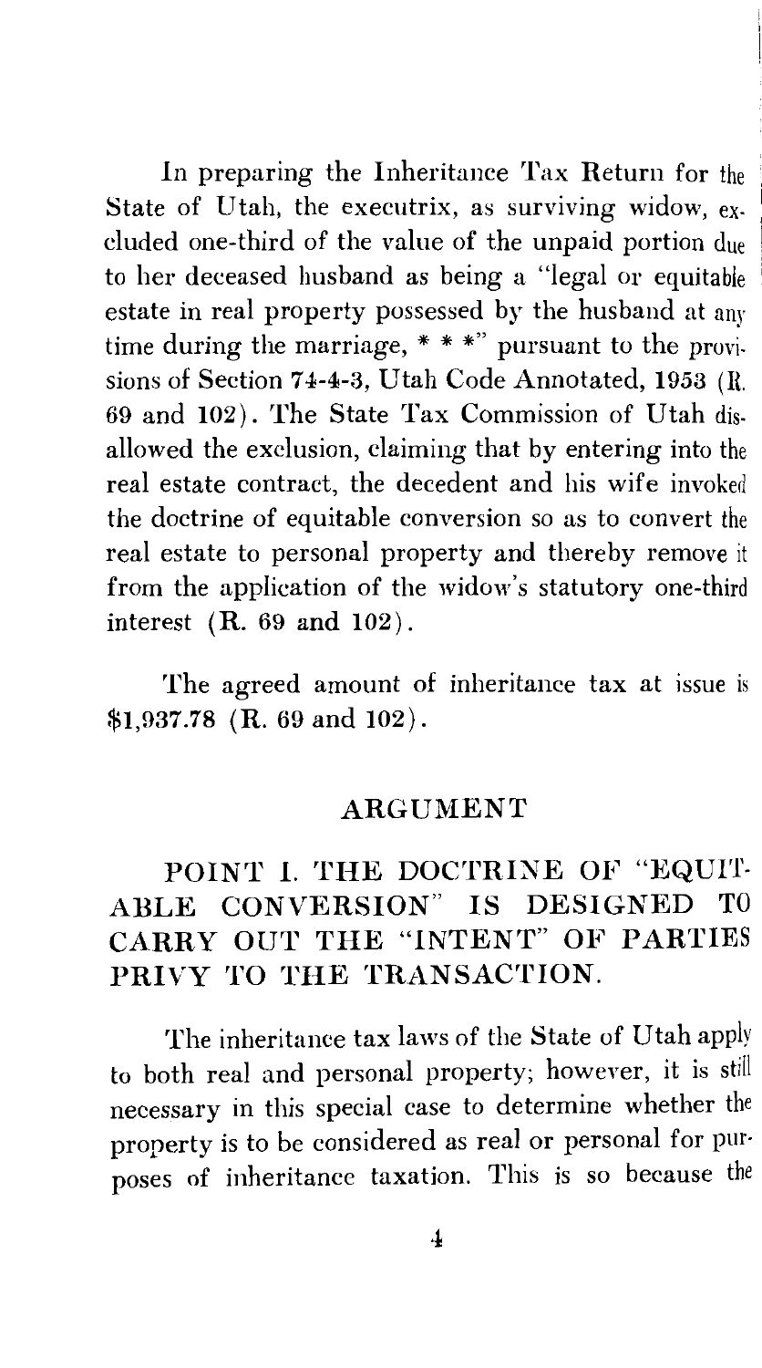In preparing the Inheritance Tax Return for the State of Utah, the executrix, as surviving widow, excluded one-third of the value of the unpaid portion due to her deceased husband as being a "legal or equitable estate in real property possessed by the husband at any time during the marriage, * * *" pursuant to the provisions of Section 74-4-3, Utah Code Annotated, 1953 (R. 69 and 102). The State Tax Commission of Utah disallowed the exclusion, claiming that by entering into the real estate contract, the decedent and his wife invoked the doctrine of equitable conversion so as to convert the real estate to personal property and thereby remove it from the application of the widow's statutory one-third interest (R. 69 and 102).

The agreed amount of inheritance tax at issue is $1,937.78 (R. 69 and 102).

## ARGUMENT

### POINT I. THE DOCTRINE OF "EQUITABLE CONVERSION" IS DESIGNED TO CARRY OUT THE "INTENT" OF PARTIES PRIVY TO THE TRANSACTION.

The inheritance tax laws of the State of Utah apply to both real and personal property; however, it is still necessary in this special case to determine whether the property is to be considered as real or personal for purposes of inheritance taxation. This is so because the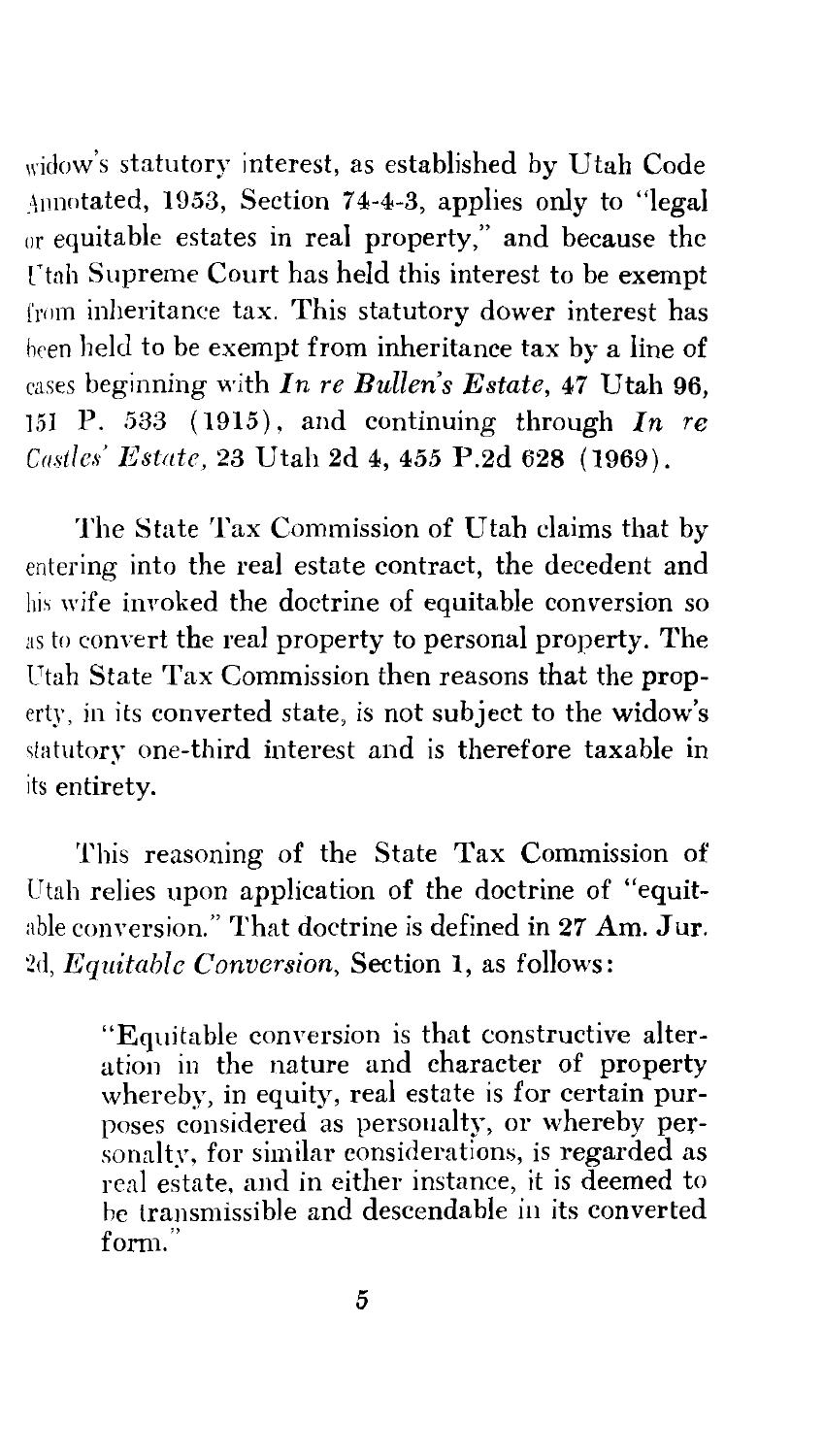widow's statutory interest, as established by Utah Code Annotated, 1953, Section 74-4-3, applies only to "legal or equitable estates in real property," and because the Utah Supreme Court has held this interest to be exempt from inheritance tax. This statutory dower interest has been held to be exempt from inheritance tax by a line of cases beginning with ***In re Bullen's Estate***, 47 Utah 96, 151 P. 533 (1915), and continuing through ***In re Castles' Estate***, 23 Utah 2d 4, 455 P.2d 628 (1969).

The State Tax Commission of Utah claims that by entering into the real estate contract, the decedent and his wife invoked the doctrine of equitable conversion so as to convert the real property to personal property. The Utah State Tax Commission then reasons that the property, in its converted state, is not subject to the widow's statutory one-third interest and is therefore taxable in its entirety.

This reasoning of the State Tax Commission of Utah relies upon application of the doctrine of "equitable conversion." That doctrine is defined in 27 Am. Jur. 2d, *Equitable Conversion*, Section 1, as follows:

> "Equitable conversion is that constructive alteration in the nature and character of property whereby, in equity, real estate is for certain purposes considered as personalty, or whereby personalty, for similar considerations, is regarded as real estate, and in either instance, it is deemed to be transmissible and descendable in its converted form."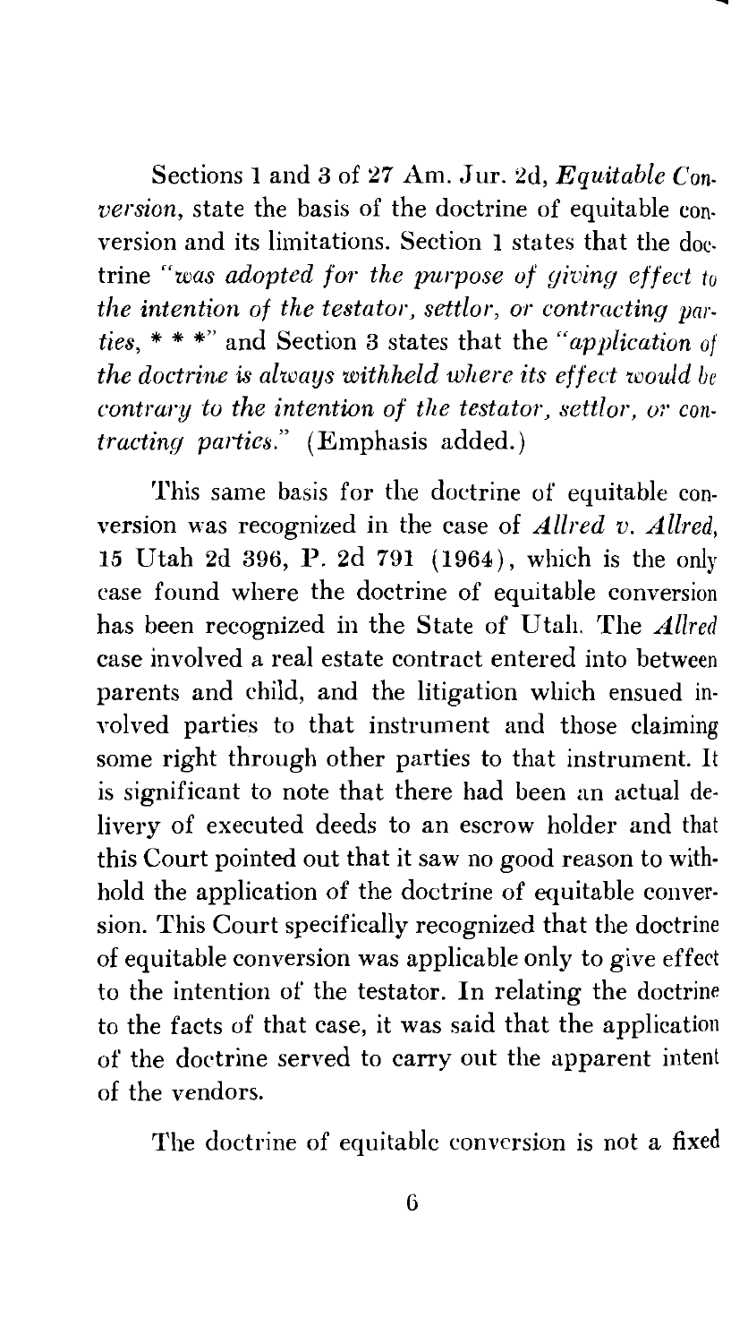Sections 1 and 3 of 27 Am. Jur. 2d, *Equitable Conversion*, state the basis of the doctrine of equitable conversion and its limitations. Section 1 states that the doctrine *"was adopted for the purpose of giving effect to the intention of the testator, settlor, or contracting parties, * * *"* and Section 3 states that the *"application of the doctrine is always withheld where its effect would be contrary to the intention of the testator, settlor, or contracting parties."* (Emphasis added.)

This same basis for the doctrine of equitable conversion was recognized in the case of *Allred v. Allred*, 15 Utah 2d 396, P. 2d 791 (1964), which is the only case found where the doctrine of equitable conversion has been recognized in the State of Utah. The *Allred* case involved a real estate contract entered into between parents and child, and the litigation which ensued involved parties to that instrument and those claiming some right through other parties to that instrument. It is significant to note that there had been an actual delivery of executed deeds to an escrow holder and that this Court pointed out that it saw no good reason to withhold the application of the doctrine of equitable conversion. This Court specifically recognized that the doctrine of equitable conversion was applicable only to give effect to the intention of the testator. In relating the doctrine to the facts of that case, it was said that the application of the doctrine served to carry out the apparent intent of the vendors.

The doctrine of equitable conversion is not a fixed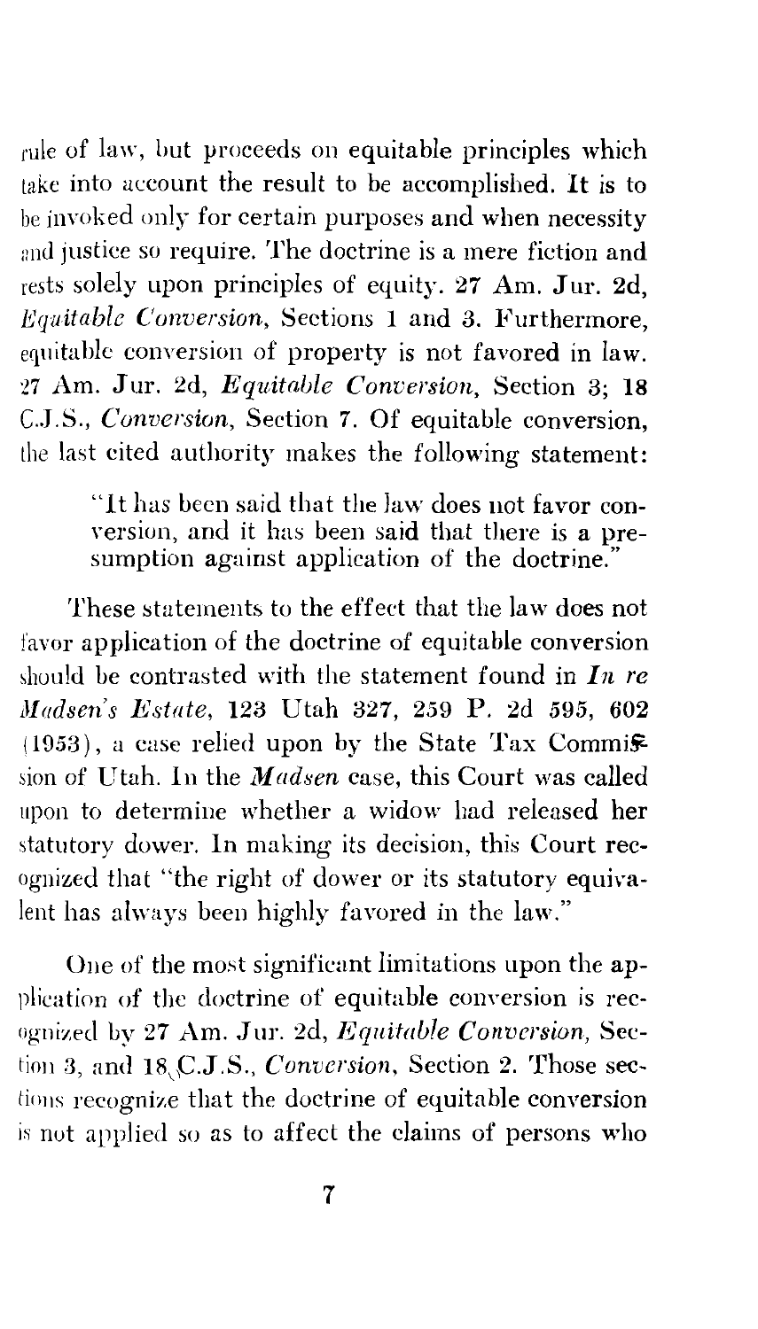rule of law, but proceeds on equitable principles which take into account the result to be accomplished. It is to be invoked only for certain purposes and when necessity and justice so require. The doctrine is a mere fiction and rests solely upon principles of equity. 27 Am. Jur. 2d, *Equitable Conversion*, Sections 1 and 3. Furthermore, equitable conversion of property is not favored in law. 27 Am. Jur. 2d, *Equitable Conversion*, Section 3; 18 C.J.S., *Conversion*, Section 7. Of equitable conversion, the last cited authority makes the following statement:

> "It has been said that the law does not favor conversion, and it has been said that there is a presumption against application of the doctrine."

These statements to the effect that the law does not favor application of the doctrine of equitable conversion should be contrasted with the statement found in *In re Madsen's Estate*, 123 Utah 327, 259 P. 2d 595, 602 (1953), a case relied upon by the State Tax Commission of Utah. In the *Madsen* case, this Court was called upon to determine whether a widow had released her statutory dower. In making its decision, this Court recognized that "the right of dower or its statutory equivalent has always been highly favored in the law."

One of the most significant limitations upon the application of the doctrine of equitable conversion is recognized by 27 Am. Jur. 2d, *Equitable Conversion*, Section 3, and 18 C.J.S., *Conversion*, Section 2. Those sections recognize that the doctrine of equitable conversion is not applied so as to affect the claims of persons who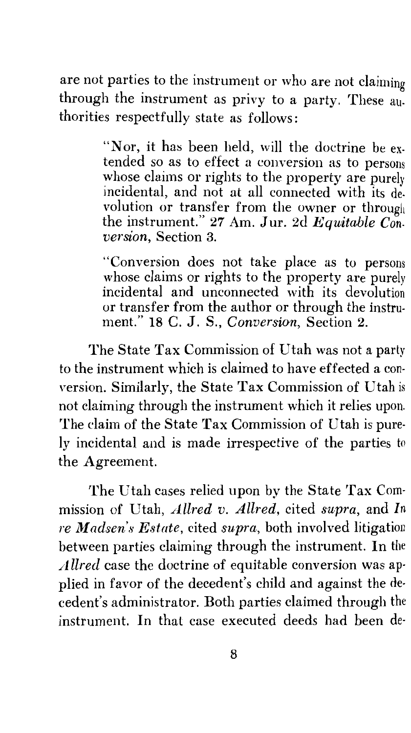are not parties to the instrument or who are not claiming through the instrument as privy to a party. These authorities respectfully state as follows:

> "Nor, it has been held, will the doctrine be extended so as to effect a conversion as to persons whose claims or rights to the property are purely incidental, and not at all connected with its devolution or transfer from the owner or through the instrument." 27 Am. Jur. 2d *Equitable Conversion*, Section 3.

> "Conversion does not take place as to persons whose claims or rights to the property are purely incidental and unconnected with its devolution or transfer from the author or through the instrument." 18 C. J. S., *Conversion*, Section 2.

The State Tax Commission of Utah was not a party to the instrument which is claimed to have effected a conversion. Similarly, the State Tax Commission of Utah is not claiming through the instrument which it relies upon. The claim of the State Tax Commission of Utah is purely incidental and is made irrespective of the parties to the Agreement.

The Utah cases relied upon by the State Tax Commission of Utah, *Allred v. Allred*, cited *supra*, and *In re Madsen's Estate*, cited *supra*, both involved litigation between parties claiming through the instrument. In the *Allred* case the doctrine of equitable conversion was applied in favor of the decedent's child and against the decedent's administrator. Both parties claimed through the instrument. In that case executed deeds had been de-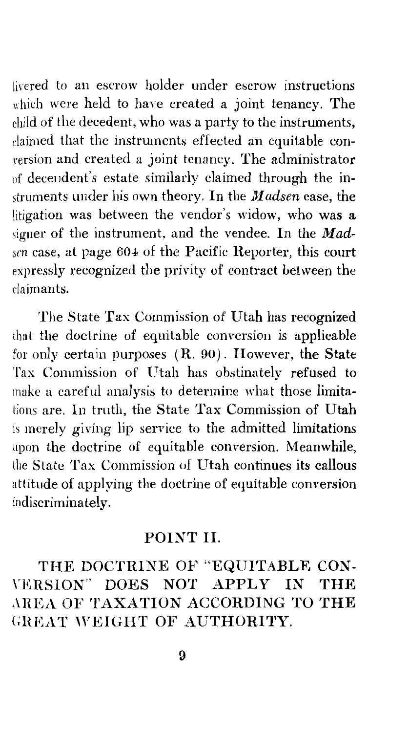livered to an escrow holder under escrow instructions which were held to have created a joint tenancy. The child of the decedent, who was a party to the instruments, claimed that the instruments effected an equitable conversion and created a joint tenancy. The administrator of decendent's estate similarly claimed through the instruments under his own theory. In the *Madsen* case, the litigation was between the vendor's widow, who was a signer of the instrument, and the vendee. In the *Madsen* case, at page 604 of the Pacific Reporter, this court expressly recognized the privity of contract between the claimants.

The State Tax Commission of Utah has recognized that the doctrine of equitable conversion is applicable for only certain purposes (R. 90). However, the State Tax Commission of Utah has obstinately refused to make a careful analysis to determine what those limitations are. In truth, the State Tax Commission of Utah is merely giving lip service to the admitted limitations upon the doctrine of equitable conversion. Meanwhile, the State Tax Commission of Utah continues its callous attitude of applying the doctrine of equitable conversion indiscriminately.

## POINT II.

## THE DOCTRINE OF "EQUITABLE CONVERSION" DOES NOT APPLY IN THE AREA OF TAXATION ACCORDING TO THE GREAT WEIGHT OF AUTHORITY.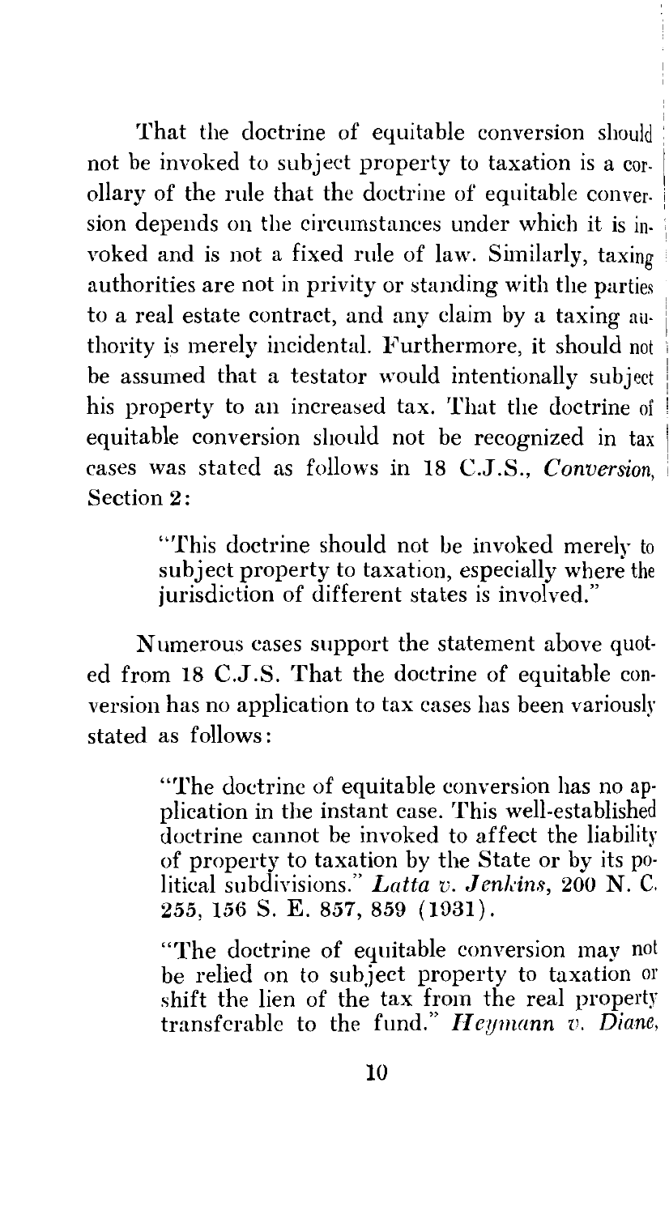That the doctrine of equitable conversion should not be invoked to subject property to taxation is a corollary of the rule that the doctrine of equitable conversion depends on the circumstances under which it is invoked and is not a fixed rule of law. Similarly, taxing authorities are not in privity or standing with the parties to a real estate contract, and any claim by a taxing authority is merely incidental. Furthermore, it should not be assumed that a testator would intentionally subject his property to an increased tax. That the doctrine of equitable conversion should not be recognized in tax cases was stated as follows in 18 C.J.S., *Conversion*, Section 2:

> "This doctrine should not be invoked merely to subject property to taxation, especially where the jurisdiction of different states is involved."

Numerous cases support the statement above quoted from 18 C.J.S. That the doctrine of equitable conversion has no application to tax cases has been variously stated as follows:

> "The doctrine of equitable conversion has no application in the instant case. This well-established doctrine cannot be invoked to affect the liability of property to taxation by the State or by its political subdivisions." *Latta v. Jenkins*, 200 N. C. 255, 156 S. E. 857, 859 (1931).

> "The doctrine of equitable conversion may not be relied on to subject property to taxation or shift the lien of the tax from the real property transferable to the fund." *Heymann v. Diane*,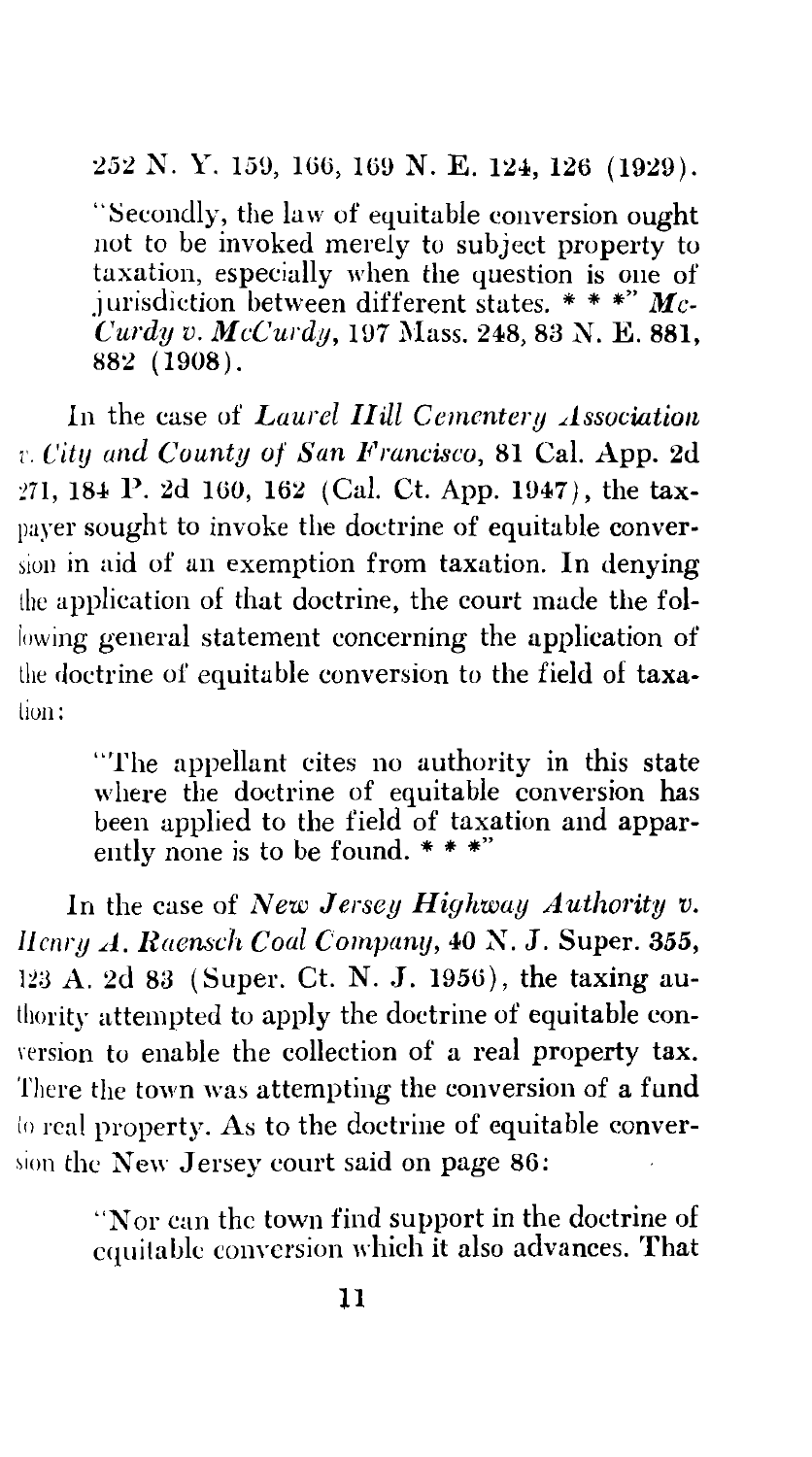252 N. Y. 159, 166, 169 N. E. 124, 126 (1929).

"Secondly, the law of equitable conversion ought not to be invoked merely to subject property to taxation, especially when the question is one of jurisdiction between different states. * * *" *McCurdy v. McCurdy*, 197 Mass. 248, 83 N. E. 881, 882 (1908).

In the case of *Laurel Hill Cementery Association v. City and County of San Francisco*, 81 Cal. App. 2d 271, 184 P. 2d 160, 162 (Cal. Ct. App. 1947), the taxpayer sought to invoke the doctrine of equitable conversion in aid of an exemption from taxation. In denying the application of that doctrine, the court made the following general statement concerning the application of the doctrine of equitable conversion to the field of taxation:

> "The appellant cites no authority in this state where the doctrine of equitable conversion has been applied to the field of taxation and apparently none is to be found. * * *"

In the case of *New Jersey Highway Authority v. Henry A. Raensch Coal Company*, 40 N. J. Super. 355, 123 A. 2d 83 (Super. Ct. N. J. 1956), the taxing authority attempted to apply the doctrine of equitable conversion to enable the collection of a real property tax. There the town was attempting the conversion of a fund to real property. As to the doctrine of equitable conversion the New Jersey court said on page 86:

> "Nor can the town find support in the doctrine of equitable conversion which it also advances. That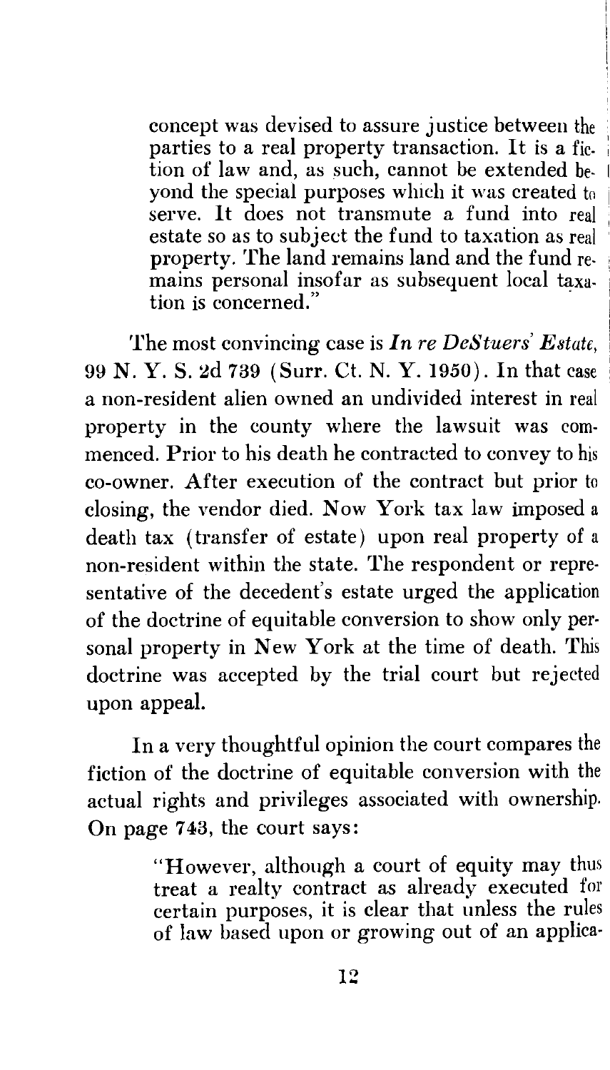> concept was devised to assure justice between the parties to a real property transaction. It is a fiction of law and, as such, cannot be extended beyond the special purposes which it was created to serve. It does not transmute a fund into real estate so as to subject the fund to taxation as real property. The land remains land and the fund remains personal insofar as subsequent local taxation is concerned."

The most convincing case is *In re DeStuers' Estate*, 99 N. Y. S. 2d 739 (Surr. Ct. N. Y. 1950). In that case a non-resident alien owned an undivided interest in real property in the county where the lawsuit was commenced. Prior to his death he contracted to convey to his co-owner. After execution of the contract but prior to closing, the vendor died. Now York tax law imposed a death tax (transfer of estate) upon real property of a non-resident within the state. The respondent or representative of the decedent's estate urged the application of the doctrine of equitable conversion to show only personal property in New York at the time of death. This doctrine was accepted by the trial court but rejected upon appeal.

In a very thoughtful opinion the court compares the fiction of the doctrine of equitable conversion with the actual rights and privileges associated with ownership. On page 743, the court says:

> "However, although a court of equity may thus treat a realty contract as already executed for certain purposes, it is clear that unless the rules of law based upon or growing out of an applica-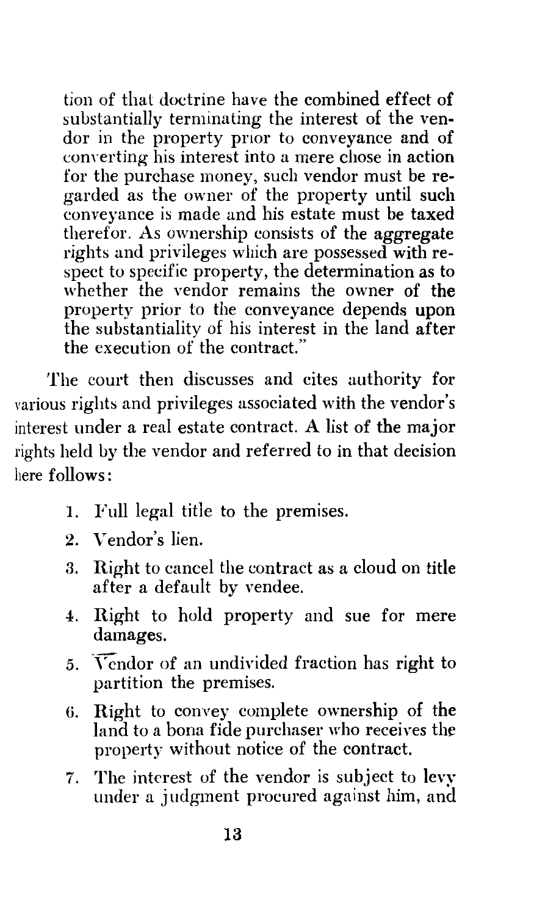tion of that doctrine have the combined effect of substantially terminating the interest of the vendor in the property prior to conveyance and of converting his interest into a mere chose in action for the purchase money, such vendor must be regarded as the owner of the property until such conveyance is made and his estate must be taxed therefor. As ownership consists of the aggregate rights and privileges which are possessed with respect to specific property, the determination as to whether the vendor remains the owner of the property prior to the conveyance depends upon the substantiality of his interest in the land after the execution of the contract."

The court then discusses and cites authority for various rights and privileges associated with the vendor's interest under a real estate contract. A list of the major rights held by the vendor and referred to in that decision here follows:

1. Full legal title to the premises.
2. Vendor's lien.
3. Right to cancel the contract as a cloud on title after a default by vendee.
4. Right to hold property and sue for mere damages.
5. Vendor of an undivided fraction has right to partition the premises.
6. Right to convey complete ownership of the land to a bona fide purchaser who receives the property without notice of the contract.
7. The interest of the vendor is subject to levy under a judgment procured against him, and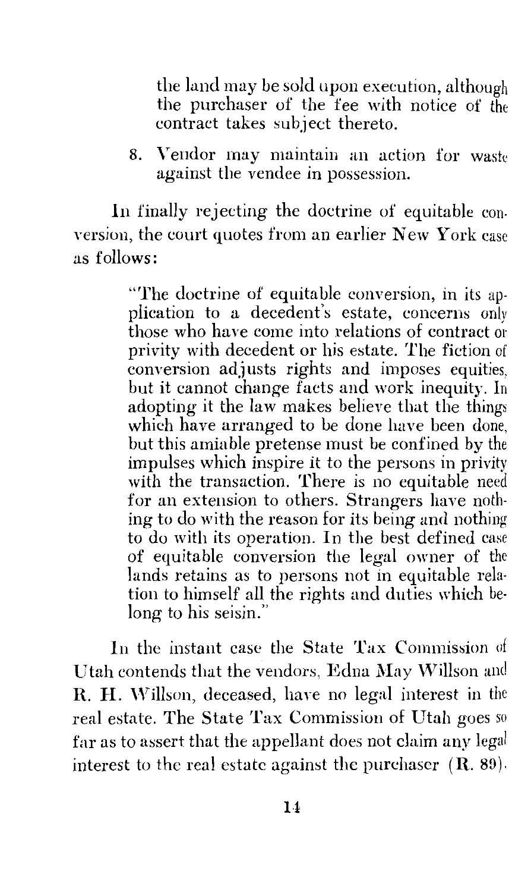the land may be sold upon execution, although the purchaser of the fee with notice of the contract takes subject thereto.

8. Vendor may maintain an action for waste against the vendee in possession.

In finally rejecting the doctrine of equitable conversion, the court quotes from an earlier New York case as follows:

> "The doctrine of equitable conversion, in its application to a decedent's estate, concerns only those who have come into relations of contract or privity with decedent or his estate. The fiction of conversion adjusts rights and imposes equities, but it cannot change facts and work inequity. In adopting it the law makes believe that the things which have arranged to be done have been done, but this amiable pretense must be confined by the impulses which inspire it to the persons in privity with the transaction. There is no equitable need for an extension to others. Strangers have nothing to do with the reason for its being and nothing to do with its operation. In the best defined case of equitable conversion the legal owner of the lands retains as to persons not in equitable relation to himself all the rights and duties which belong to his seisin."

In the instant case the State Tax Commission of Utah contends that the vendors, Edna May Willson and R. H. Willson, deceased, have no legal interest in the real estate. The State Tax Commission of Utah goes so far as to assert that the appellant does not claim any legal interest to the real estate against the purchaser (R. 89).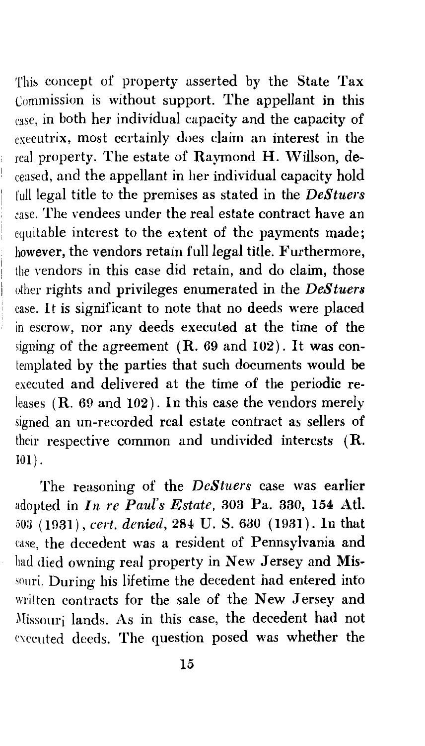This concept of property asserted by the State Tax Commission is without support. The appellant in this case, in both her individual capacity and the capacity of executrix, most certainly does claim an interest in the real property. The estate of Raymond H. Willson, deceased, and the appellant in her individual capacity hold full legal title to the premises as stated in the *DeStuers* case. The vendees under the real estate contract have an equitable interest to the extent of the payments made; however, the vendors retain full legal title. Furthermore, the vendors in this case did retain, and do claim, those other rights and privileges enumerated in the *DeStuers* case. It is significant to note that no deeds were placed in escrow, nor any deeds executed at the time of the signing of the agreement (R. 69 and 102). It was contemplated by the parties that such documents would be executed and delivered at the time of the periodic releases (R. 69 and 102). In this case the vendors merely signed an un-recorded real estate contract as sellers of their respective common and undivided interests (R. 101).

The reasoning of the *DeStuers* case was earlier adopted in *In re Paul's Estate*, 303 Pa. 330, 154 Atl. 503 (1931), *cert. denied*, 284 U. S. 630 (1931). In that case, the decedent was a resident of Pennsylvania and had died owning real property in New Jersey and Missouri. During his lifetime the decedent had entered into written contracts for the sale of the New Jersey and Missouri lands. As in this case, the decedent had not executed deeds. The question posed was whether the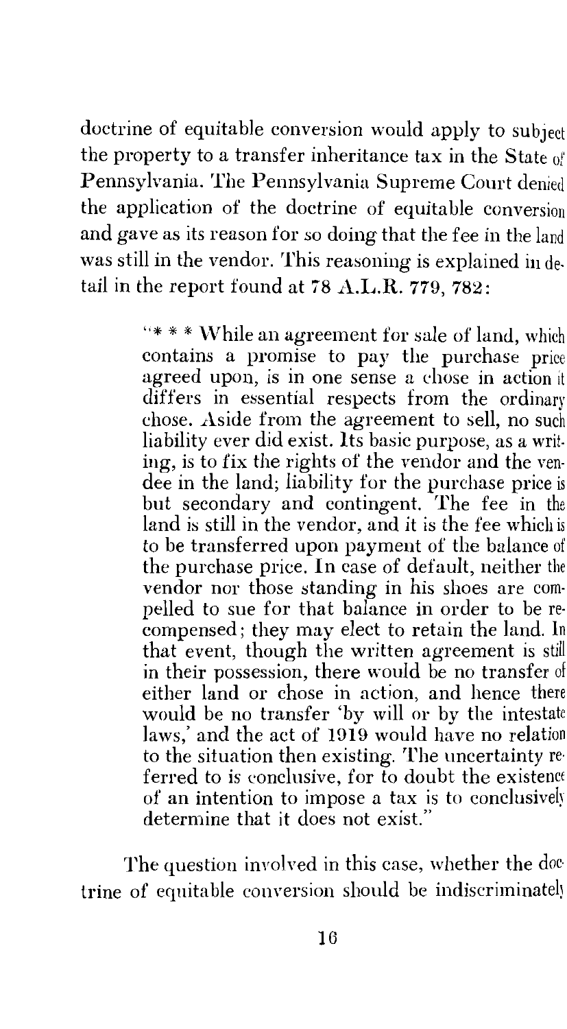doctrine of equitable conversion would apply to subject the property to a transfer inheritance tax in the State of Pennsylvania. The Pennsylvania Supreme Court denied the application of the doctrine of equitable conversion and gave as its reason for so doing that the fee in the land was still in the vendor. This reasoning is explained in detail in the report found at 78 A.L.R. 779, 782:

> "* * * While an agreement for sale of land, which contains a promise to pay the purchase price agreed upon, is in one sense a chose in action it differs in essential respects from the ordinary chose. Aside from the agreement to sell, no such liability ever did exist. Its basic purpose, as a writing, is to fix the rights of the vendor and the vendee in the land; liability for the purchase price is but secondary and contingent. The fee in the land is still in the vendor, and it is the fee which is to be transferred upon payment of the balance of the purchase price. In case of default, neither the vendor nor those standing in his shoes are compelled to sue for that balance in order to be recompensed; they may elect to retain the land. In that event, though the written agreement is still in their possession, there would be no transfer of either land or chose in action, and hence there would be no transfer 'by will or by the intestate laws,' and the act of 1919 would have no relation to the situation then existing. The uncertainty referred to is conclusive, for to doubt the existence of an intention to impose a tax is to conclusively determine that it does not exist."

The question involved in this case, whether the doctrine of equitable conversion should be indiscriminately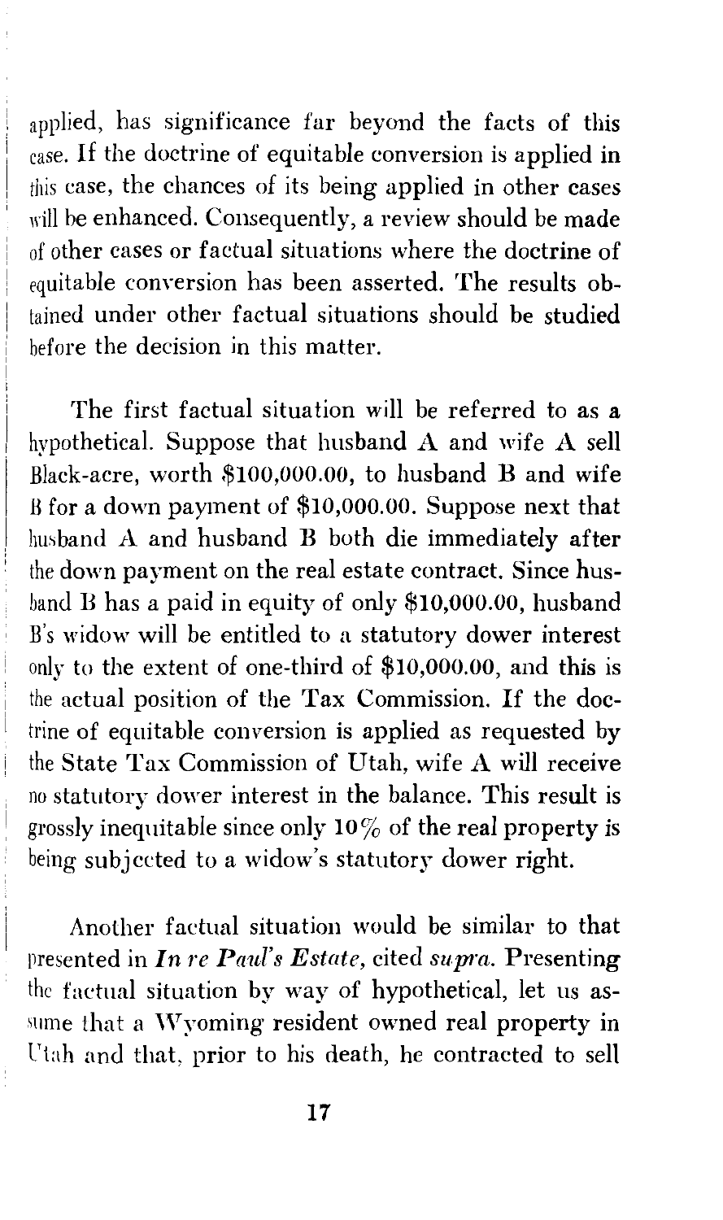applied, has significance far beyond the facts of this case. If the doctrine of equitable conversion is applied in this case, the chances of its being applied in other cases will be enhanced. Consequently, a review should be made of other cases or factual situations where the doctrine of equitable conversion has been asserted. The results obtained under other factual situations should be studied before the decision in this matter.

The first factual situation will be referred to as a hypothetical. Suppose that husband A and wife A sell Black-acre, worth $100,000.00, to husband B and wife B for a down payment of $10,000.00. Suppose next that husband A and husband B both die immediately after the down payment on the real estate contract. Since husband B has a paid in equity of only $10,000.00, husband B's widow will be entitled to a statutory dower interest only to the extent of one-third of $10,000.00, and this is the actual position of the Tax Commission. If the doctrine of equitable conversion is applied as requested by the State Tax Commission of Utah, wife A will receive no statutory dower interest in the balance. This result is grossly inequitable since only 10% of the real property is being subjected to a widow's statutory dower right.

Another factual situation would be similar to that presented in ***In re Paul's Estate***, cited *supra*. Presenting the factual situation by way of hypothetical, let us assume that a Wyoming resident owned real property in Utah and that, prior to his death, he contracted to sell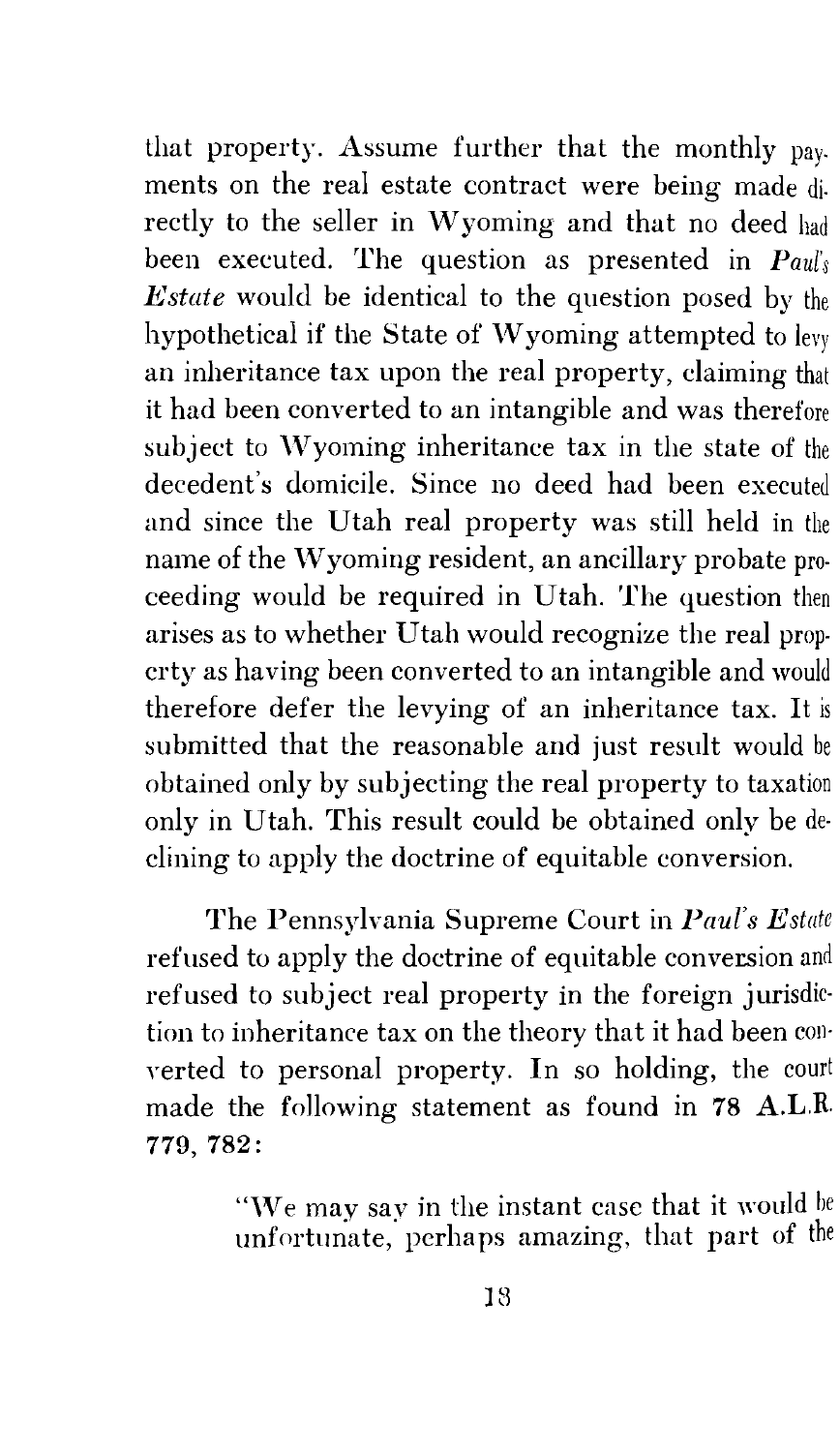that property. Assume further that the monthly payments on the real estate contract were being made directly to the seller in Wyoming and that no deed had been executed. The question as presented in *Paul's Estate* would be identical to the question posed by the hypothetical if the State of Wyoming attempted to levy an inheritance tax upon the real property, claiming that it had been converted to an intangible and was therefore subject to Wyoming inheritance tax in the state of the decedent's domicile. Since no deed had been executed and since the Utah real property was still held in the name of the Wyoming resident, an ancillary probate proceeding would be required in Utah. The question then arises as to whether Utah would recognize the real property as having been converted to an intangible and would therefore defer the levying of an inheritance tax. It is submitted that the reasonable and just result would be obtained only by subjecting the real property to taxation only in Utah. This result could be obtained only be declining to apply the doctrine of equitable conversion.

The Pennsylvania Supreme Court in *Paul's Estate* refused to apply the doctrine of equitable conversion and refused to subject real property in the foreign jurisdiction to inheritance tax on the theory that it had been converted to personal property. In so holding, the court made the following statement as found in **78 A.L.R. 779, 782:**

> "We may say in the instant case that it would be unfortunate, perhaps amazing, that part of the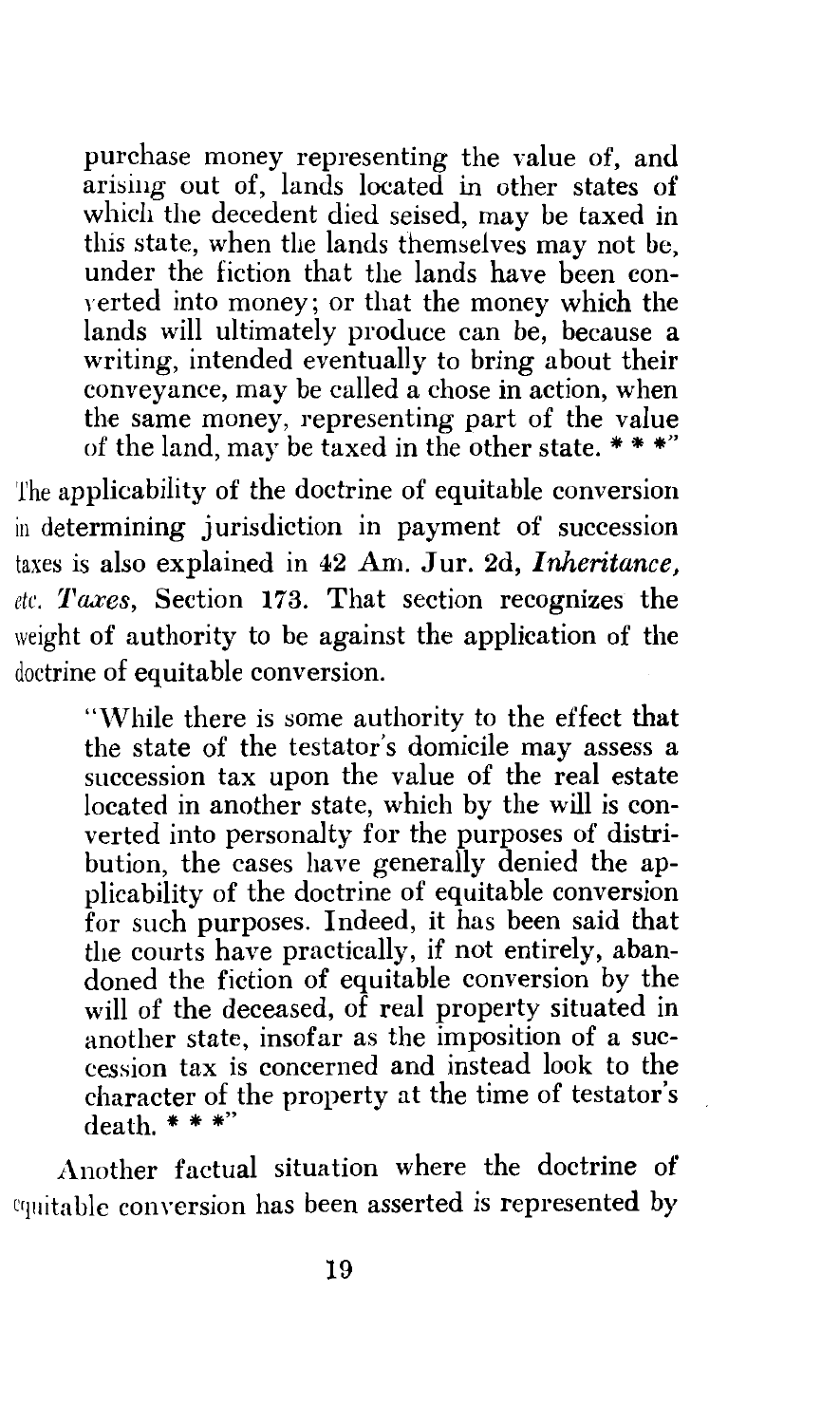> purchase money representing the value of, and arising out of, lands located in other states of which the decedent died seised, may be taxed in this state, when the lands themselves may not be, under the fiction that the lands have been converted into money; or that the money which the lands will ultimately produce can be, because a writing, intended eventually to bring about their conveyance, may be called a chose in action, when the same money, representing part of the value of the land, may be taxed in the other state. * * *"

The applicability of the doctrine of equitable conversion in determining jurisdiction in payment of succession taxes is also explained in 42 Am. Jur. 2d, *Inheritance, etc. Taxes*, Section 173. That section recognizes the weight of authority to be against the application of the doctrine of equitable conversion.

> "While there is some authority to the effect that the state of the testator's domicile may assess a succession tax upon the value of the real estate located in another state, which by the will is converted into personalty for the purposes of distribution, the cases have generally denied the applicability of the doctrine of equitable conversion for such purposes. Indeed, it has been said that the courts have practically, if not entirely, abandoned the fiction of equitable conversion by the will of the deceased, of real property situated in another state, insofar as the imposition of a succession tax is concerned and instead look to the character of the property at the time of testator's death. * * *"

Another factual situation where the doctrine of equitable conversion has been asserted is represented by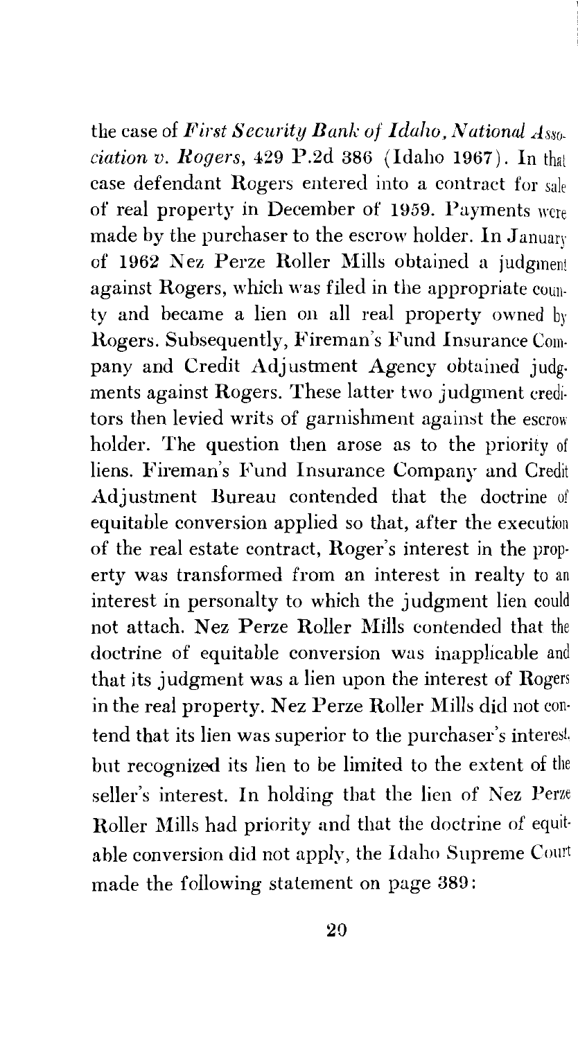the case of *First Security Bank of Idaho, National Association v. Rogers*, 429 P.2d 386 (Idaho 1967). In that case defendant Rogers entered into a contract for sale of real property in December of 1959. Payments were made by the purchaser to the escrow holder. In January of 1962 Nez Perze Roller Mills obtained a judgment against Rogers, which was filed in the appropriate county and became a lien on all real property owned by Rogers. Subsequently, Fireman's Fund Insurance Company and Credit Adjustment Agency obtained judgments against Rogers. These latter two judgment creditors then levied writs of garnishment against the escrow holder. The question then arose as to the priority of liens. Fireman's Fund Insurance Company and Credit Adjustment Bureau contended that the doctrine of equitable conversion applied so that, after the execution of the real estate contract, Roger's interest in the property was transformed from an interest in realty to an interest in personalty to which the judgment lien could not attach. Nez Perze Roller Mills contended that the doctrine of equitable conversion was inapplicable and that its judgment was a lien upon the interest of Rogers in the real property. Nez Perze Roller Mills did not contend that its lien was superior to the purchaser's interest but recognized its lien to be limited to the extent of the seller's interest. In holding that the lien of Nez Perze Roller Mills had priority and that the doctrine of equitable conversion did not apply, the Idaho Supreme Court made the following statement on page 389: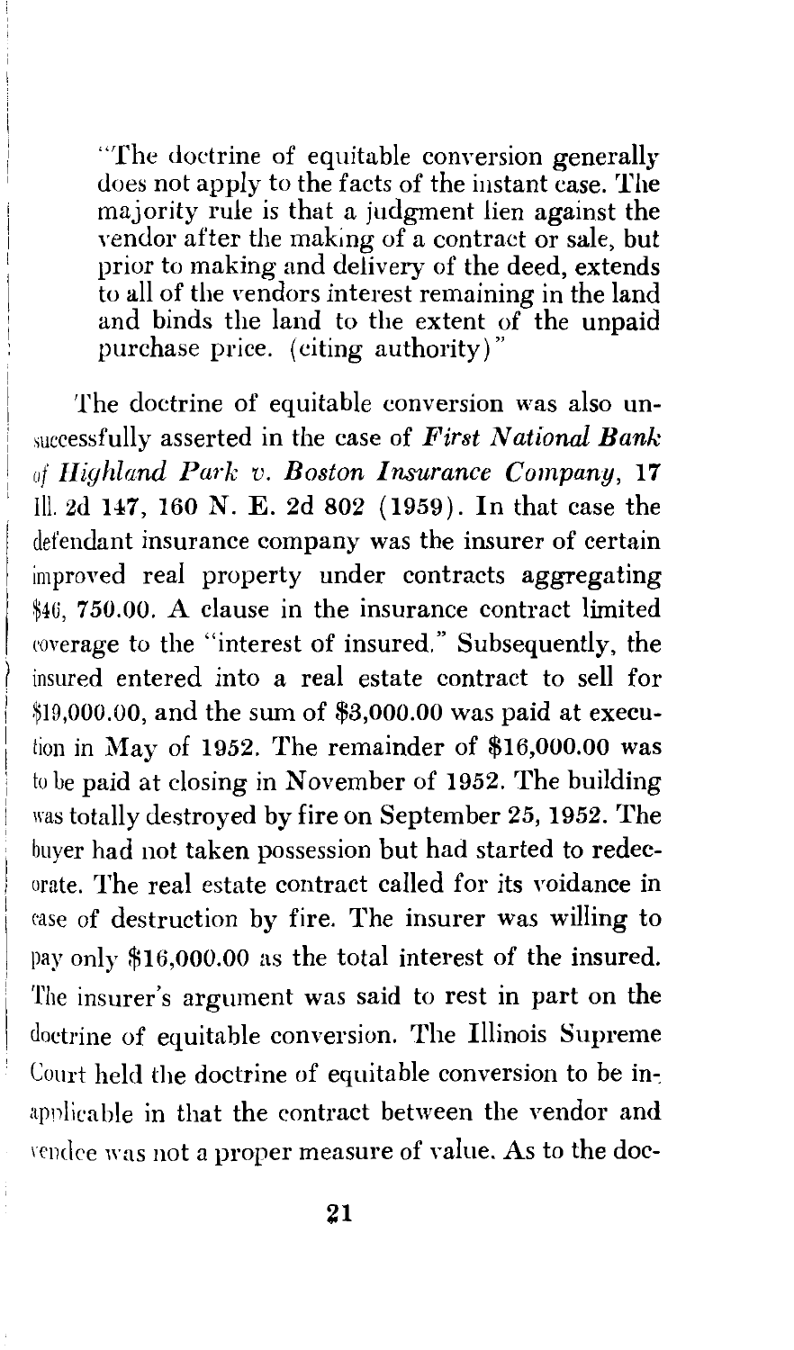"The doctrine of equitable conversion generally does not apply to the facts of the instant case. The majority rule is that a judgment lien against the vendor after the making of a contract or sale, but prior to making and delivery of the deed, extends to all of the vendors interest remaining in the land and binds the land to the extent of the unpaid purchase price. (citing authority)"

The doctrine of equitable conversion was also unsuccessfully asserted in the case of *First National Bank of Highland Park v. Boston Insurance Company*, 17 Ill. 2d 147, 160 N. E. 2d 802 (1959). In that case the defendant insurance company was the insurer of certain improved real property under contracts aggregating $46, 750.00. A clause in the insurance contract limited coverage to the "interest of insured." Subsequently, the insured entered into a real estate contract to sell for $19,000.00, and the sum of $3,000.00 was paid at execution in May of 1952. The remainder of $16,000.00 was to be paid at closing in November of 1952. The building was totally destroyed by fire on September 25, 1952. The buyer had not taken possession but had started to redecorate. The real estate contract called for its voidance in case of destruction by fire. The insurer was willing to pay only $16,000.00 as the total interest of the insured. The insurer's argument was said to rest in part on the doctrine of equitable conversion. The Illinois Supreme Court held the doctrine of equitable conversion to be inapplicable in that the contract between the vendor and vendee was not a proper measure of value. As to the doc-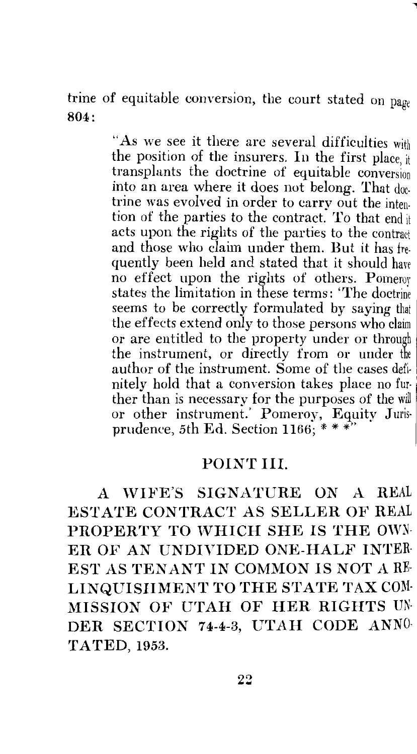trine of equitable conversion, the court stated on page 804:

> "As we see it there are several difficulties with the position of the insurers. In the first place, it transplants the doctrine of equitable conversion into an area where it does not belong. That doctrine was evolved in order to carry out the intention of the parties to the contract. To that end it acts upon the rights of the parties to the contract and those who claim under them. But it has frequently been held and stated that it should have no effect upon the rights of others. Pomeroy states the limitation in these terms: 'The doctrine seems to be correctly formulated by saying that the effects extend only to those persons who claim or are entitled to the property under or through the instrument, or directly from or under the author of the instrument. Some of the cases definitely hold that a conversion takes place no further than is necessary for the purposes of the will or other instrument.' Pomeroy, Equity Jurisprudence, 5th Ed. Section 1166; * * *"

## POINT III.

### A WIFE'S SIGNATURE ON A REAL ESTATE CONTRACT AS SELLER OF REAL PROPERTY TO WHICH SHE IS THE OWNER OF AN UNDIVIDED ONE-HALF INTEREST AS TENANT IN COMMON IS NOT A RELINQUISHMENT TO THE STATE TAX COMMISSION OF UTAH OF HER RIGHTS UNDER SECTION 74-4-3, UTAH CODE ANNOTATED, 1953.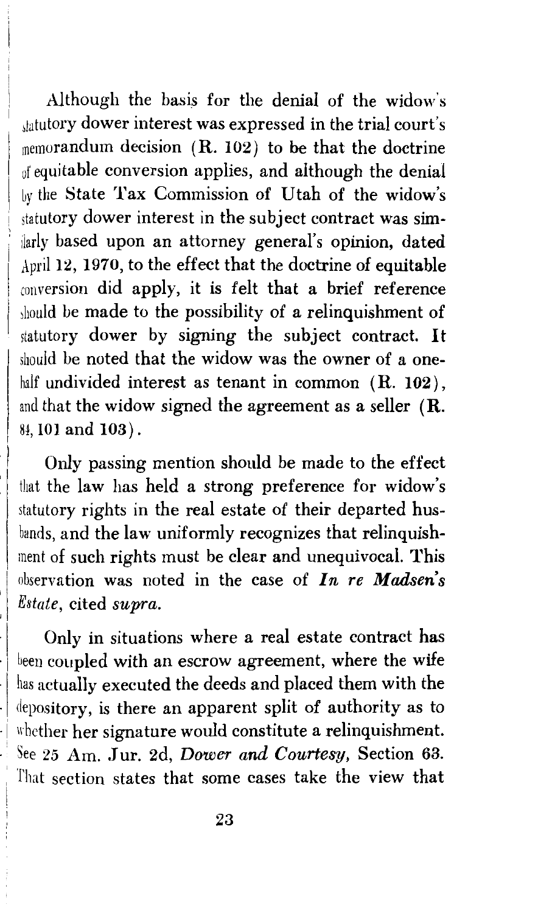Although the basis for the denial of the widow's statutory dower interest was expressed in the trial court's memorandum decision (**R. 102**) to be that the doctrine of equitable conversion applies, and although the denial by the State Tax Commission of Utah of the widow's statutory dower interest in the subject contract was similarly based upon an attorney general's opinion, dated April 12, 1970, to the effect that the doctrine of equitable conversion did apply, it is felt that a brief reference should be made to the possibility of a relinquishment of statutory dower by signing the subject contract. It should be noted that the widow was the owner of a one-half undivided interest as tenant in common (**R. 102**), and that the widow signed the agreement as a seller (**R. 84, 101 and 103**).

Only passing mention should be made to the effect that the law has held a strong preference for widow's statutory rights in the real estate of their departed husbands, and the law uniformly recognizes that relinquishment of such rights must be clear and unequivocal. This observation was noted in the case of ***In re Madsen's Estate***, cited *supra*.

Only in situations where a real estate contract has been coupled with an escrow agreement, where the wife has actually executed the deeds and placed them with the depository, is there an apparent split of authority as to whether her signature would constitute a relinquishment. See 25 Am. Jur. 2d, *Dower and Courtesy,* Section 63. That section states that some cases take the view that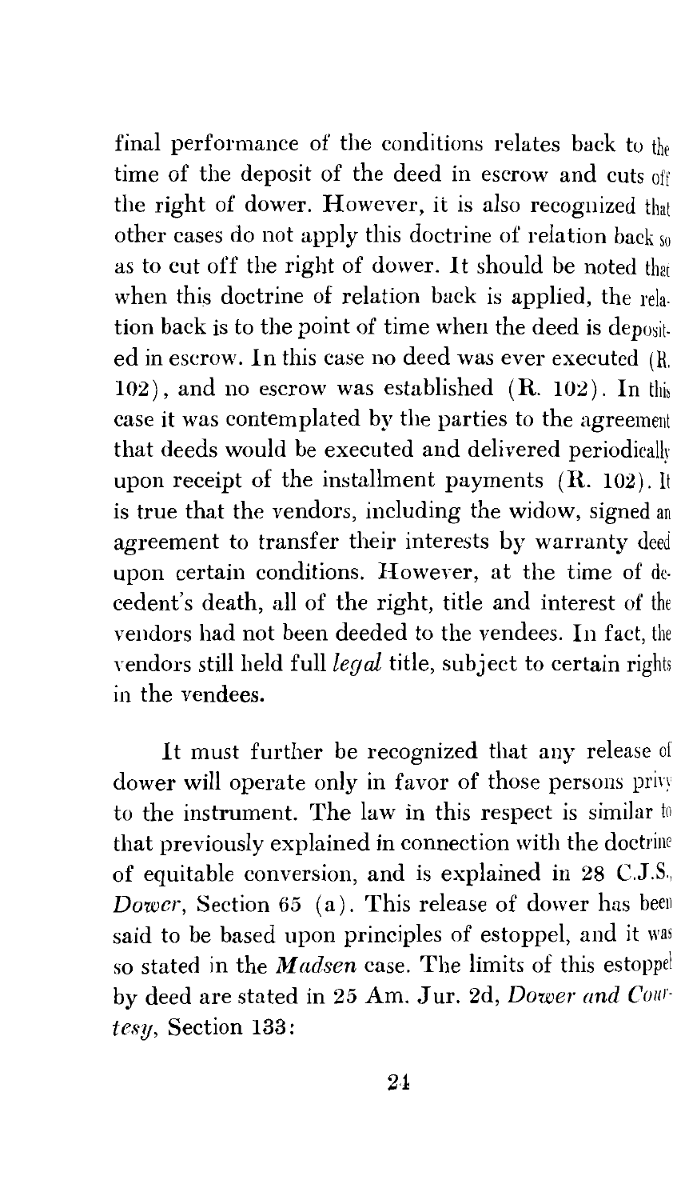final performance of the conditions relates back to the time of the deposit of the deed in escrow and cuts off the right of dower. However, it is also recognized that other cases do not apply this doctrine of relation back so as to cut off the right of dower. It should be noted that when this doctrine of relation back is applied, the relation back is to the point of time when the deed is deposited in escrow. In this case no deed was ever executed (R. 102), and no escrow was established (R. 102). In this case it was contemplated by the parties to the agreement that deeds would be executed and delivered periodically upon receipt of the installment payments (R. 102). It is true that the vendors, including the widow, signed an agreement to transfer their interests by warranty deed upon certain conditions. However, at the time of decedent's death, all of the right, title and interest of the vendors had not been deeded to the vendees. In fact, the vendors still held full *legal* title, subject to certain rights in the vendees.

It must further be recognized that any release of dower will operate only in favor of those persons privy to the instrument. The law in this respect is similar to that previously explained in connection with the doctrine of equitable conversion, and is explained in 28 C.J.S., *Dower*, Section 65 (a). This release of dower has been said to be based upon principles of estoppel, and it was so stated in the ***Madsen*** case. The limits of this estoppel by deed are stated in 25 Am. Jur. 2d, *Dower and Courtesy*, Section 133: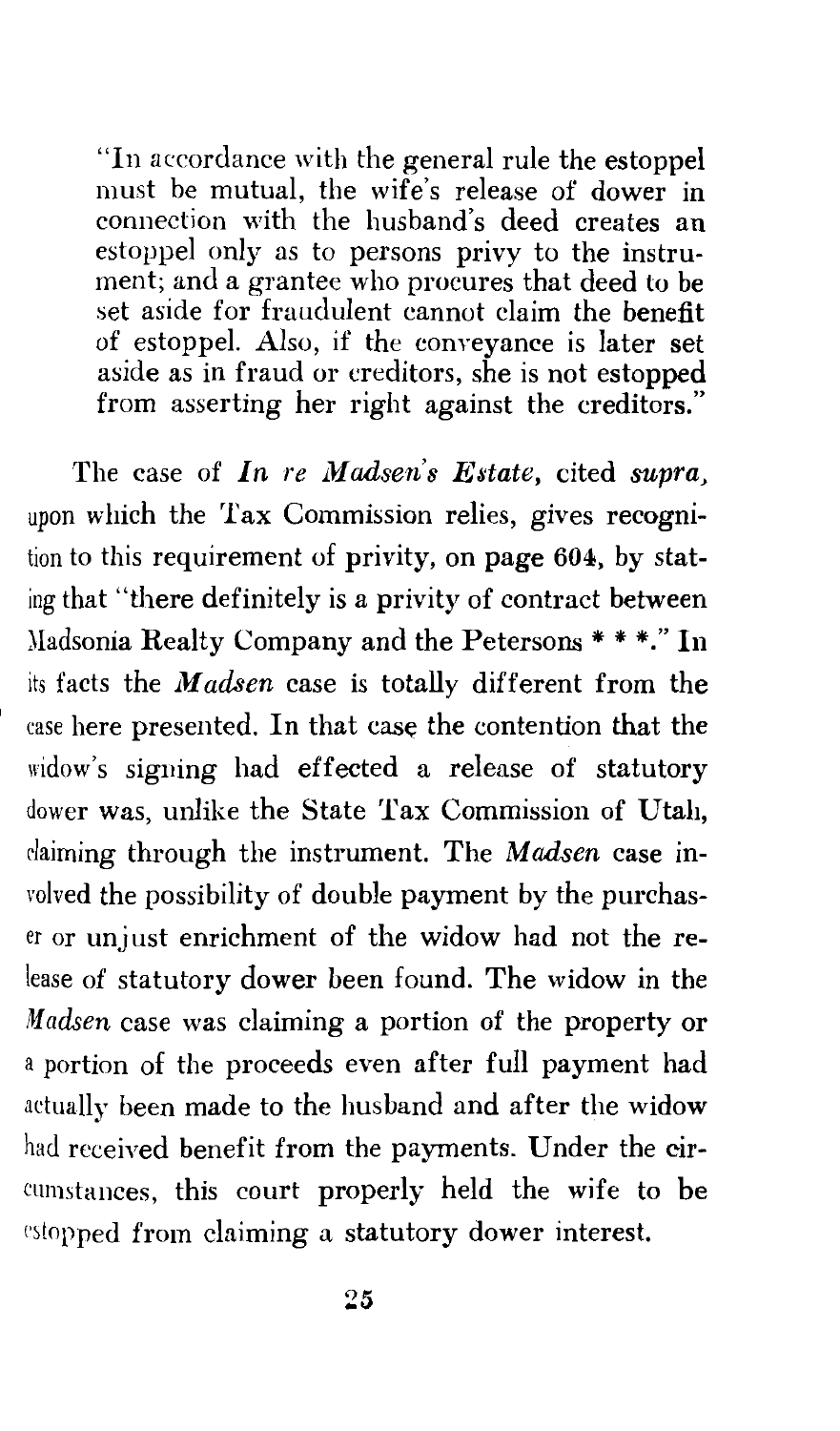> "In accordance with the general rule the estoppel must be mutual, the wife's release of dower in connection with the husband's deed creates an estoppel only as to persons privy to the instrument; and a grantee who procures that deed to be set aside for fraudulent cannot claim the benefit of estoppel. Also, if the conveyance is later set aside as in fraud or creditors, she is not estopped from asserting her right against the creditors."

The case of *In re Madsen's Estate*, cited *supra*, upon which the Tax Commission relies, gives recognition to this requirement of privity, on page 604, by stating that "there definitely is a privity of contract between Madsonia Realty Company and the Petersons * * *." In its facts the *Madsen* case is totally different from the case here presented. In that case the contention that the widow's signing had effected a release of statutory dower was, unlike the State Tax Commission of Utah, claiming through the instrument. The *Madsen* case involved the possibility of double payment by the purchaser or unjust enrichment of the widow had not the release of statutory dower been found. The widow in the *Madsen* case was claiming a portion of the property or a portion of the proceeds even after full payment had actually been made to the husband and after the widow had received benefit from the payments. Under the circumstances, this court properly held the wife to be estopped from claiming a statutory dower interest.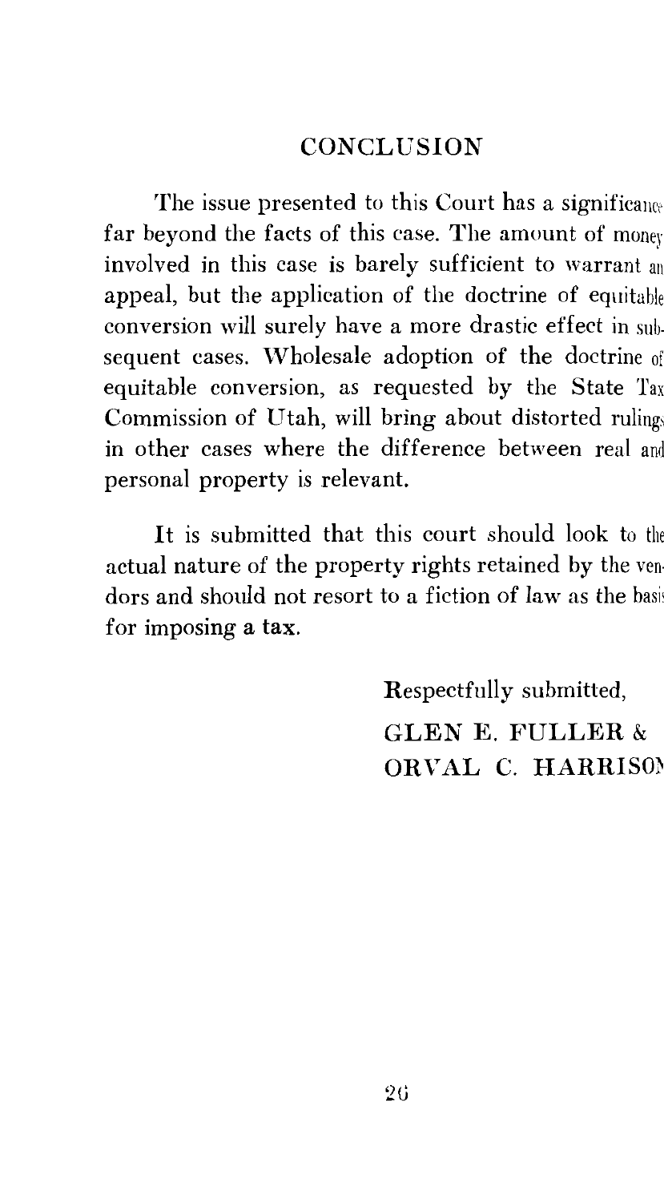## CONCLUSION

The issue presented to this Court has a significance far beyond the facts of this case. The amount of money involved in this case is barely sufficient to warrant an appeal, but the application of the doctrine of equitable conversion will surely have a more drastic effect in subsequent cases. Wholesale adoption of the doctrine of equitable conversion, as requested by the State Tax Commission of Utah, will bring about distorted rulings in other cases where the difference between real and personal property is relevant.

It is submitted that this court should look to the actual nature of the property rights retained by the vendors and should not resort to a fiction of law as the basis for imposing a tax.

Respectfully submitted,

GLEN E. FULLER &
ORVAL C. HARRISON